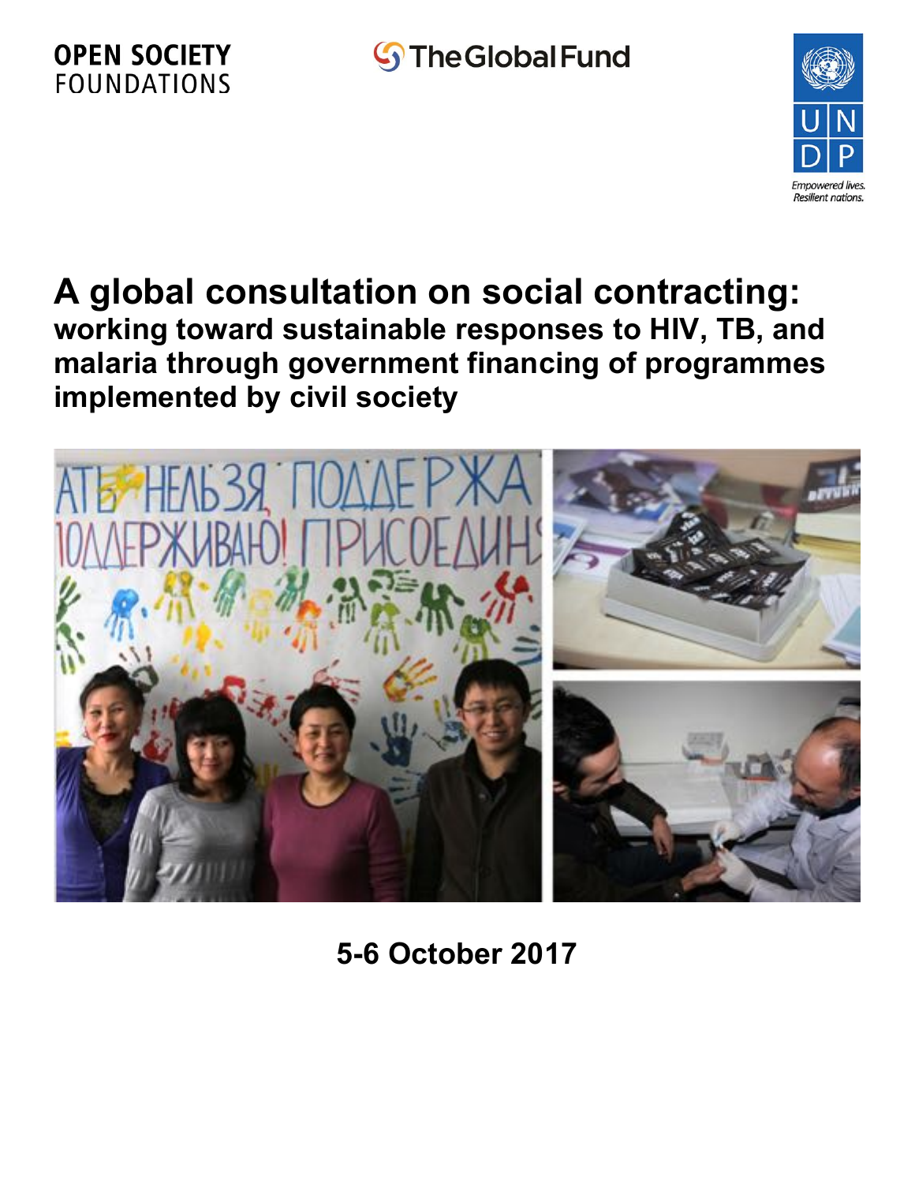OPEN SOCIETY FOUNDATIONS

The Global Fund

UNDP

Empowered lives. Resilient nations.

# A global consultation on social contracting:

## working toward sustainable responses to HIV, TB, and malaria through government financing of programmes implemented by civil society

**5-6 October 2017**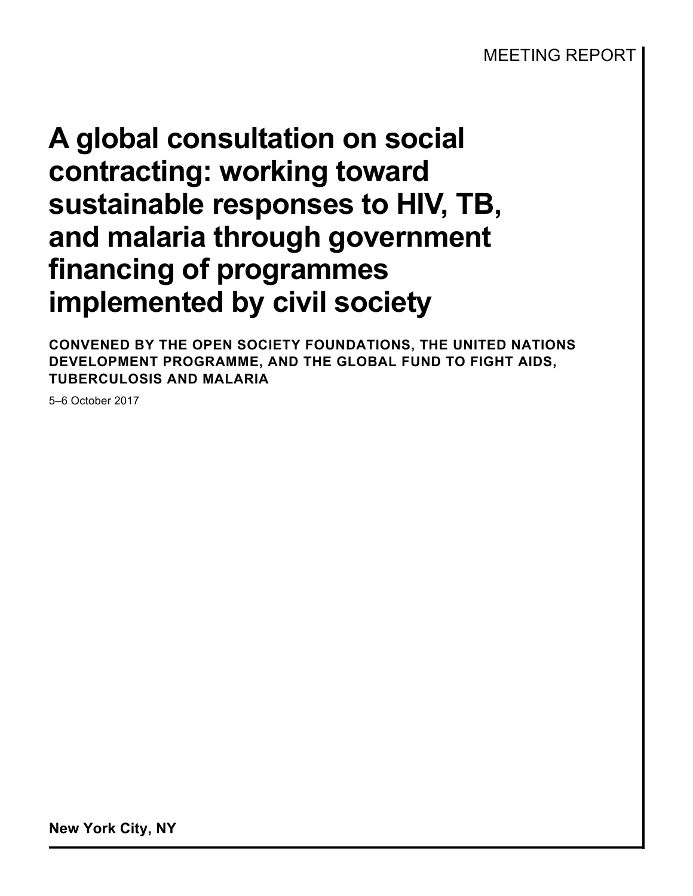MEETING REPORT

# A global consultation on social contracting: working toward sustainable responses to HIV, TB, and malaria through government financing of programmes implemented by civil society

**CONVENED BY THE OPEN SOCIETY FOUNDATIONS, THE UNITED NATIONS DEVELOPMENT PROGRAMME, AND THE GLOBAL FUND TO FIGHT AIDS, TUBERCULOSIS AND MALARIA**

5–6 October 2017

**New York City, NY**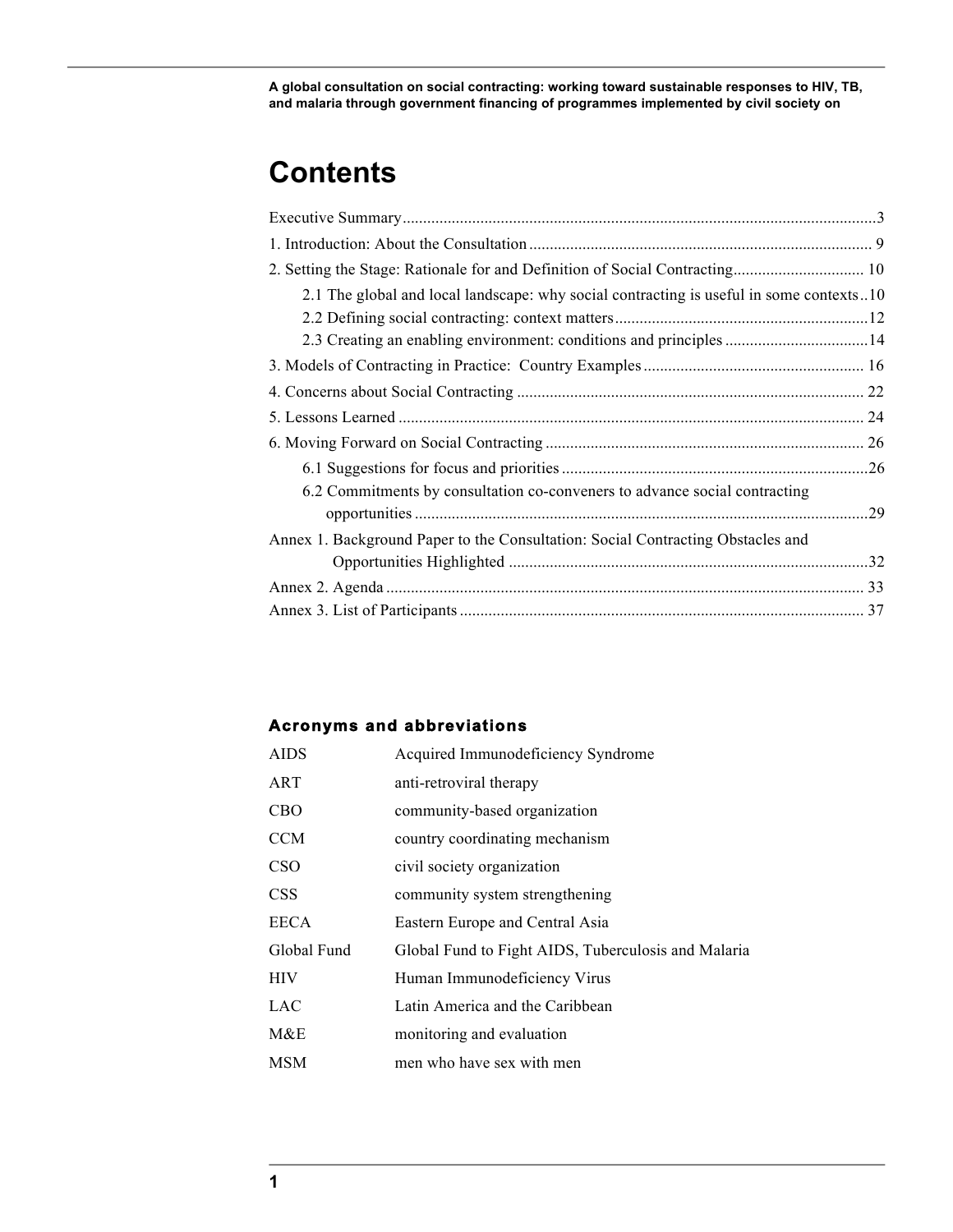# Contents

Executive Summary .......................................................................................................3

1. Introduction: About the Consultation ......................................................................... 9

2. Setting the Stage: Rationale for and Definition of Social Contracting ................................ 10

    2.1 The global and local landscape: why social contracting is useful in some contexts ..10

    2.2 Defining social contracting: context matters .............................................................12

    2.3 Creating an enabling environment: conditions and principles ..................................14

3. Models of Contracting in Practice: Country Examples ..................................................... 16

4. Concerns about Social Contracting .................................................................................... 22

5. Lessons Learned ................................................................................................................. 24

6. Moving Forward on Social Contracting ............................................................................. 26

    6.1 Suggestions for focus and priorities ..........................................................................26

    6.2 Commitments by consultation co-conveners to advance social contracting opportunities .............................................................................................................29

Annex 1. Background Paper to the Consultation: Social Contracting Obstacles and Opportunities Highlighted .......................................................................................32

Annex 2. Agenda ................................................................................................................... 33

Annex 3. List of Participants ................................................................................................. 37

### Acronyms and abbreviations

| | |
|---|---|
| AIDS | Acquired Immunodeficiency Syndrome |
| ART | anti-retroviral therapy |
| CBO | community-based organization |
| CCM | country coordinating mechanism |
| CSO | civil society organization |
| CSS | community system strengthening |
| EECA | Eastern Europe and Central Asia |
| Global Fund | Global Fund to Fight AIDS, Tuberculosis and Malaria |
| HIV | Human Immunodeficiency Virus |
| LAC | Latin America and the Caribbean |
| M&E | monitoring and evaluation |
| MSM | men who have sex with men |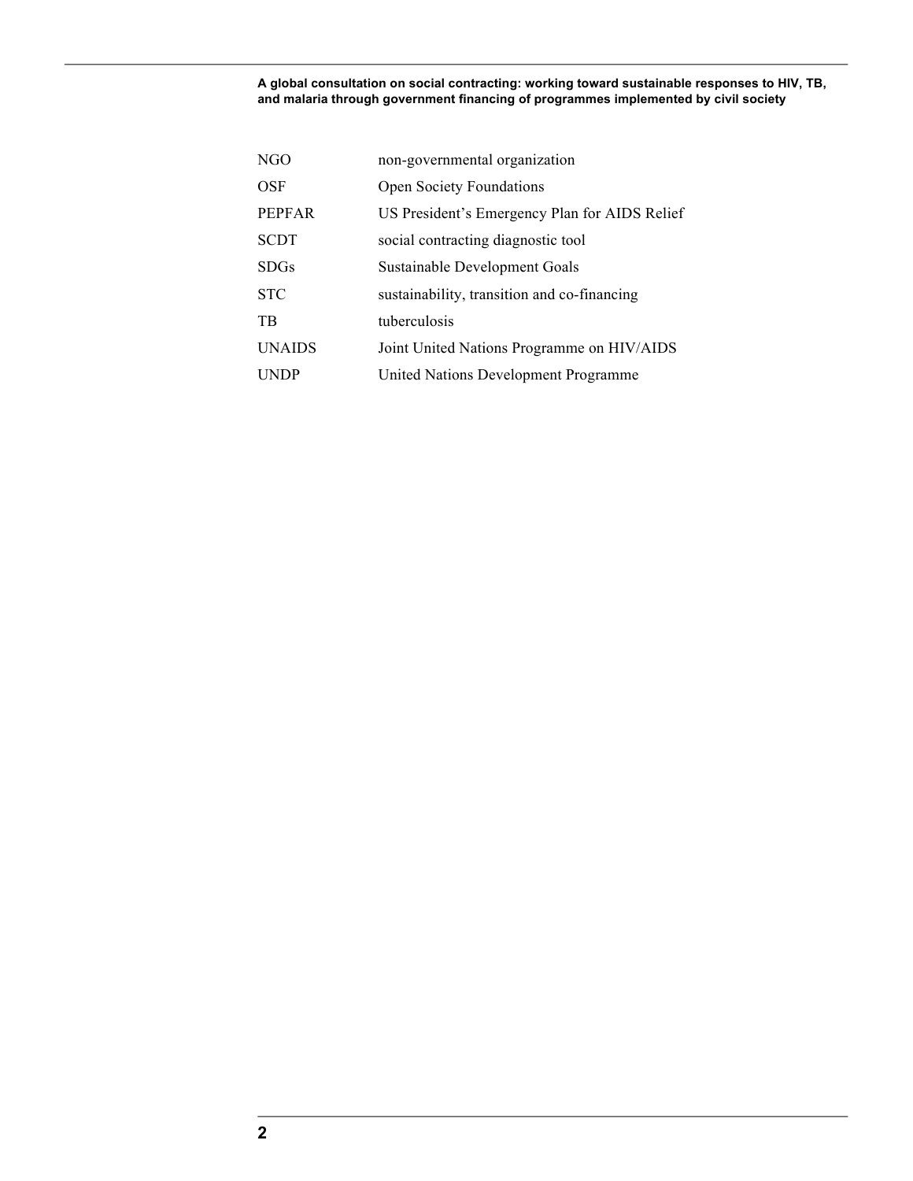| | |
|---|---|
| NGO | non-governmental organization |
| OSF | Open Society Foundations |
| PEPFAR | US President's Emergency Plan for AIDS Relief |
| SCDT | social contracting diagnostic tool |
| SDGs | Sustainable Development Goals |
| STC | sustainability, transition and co-financing |
| TB | tuberculosis |
| UNAIDS | Joint United Nations Programme on HIV/AIDS |
| UNDP | United Nations Development Programme |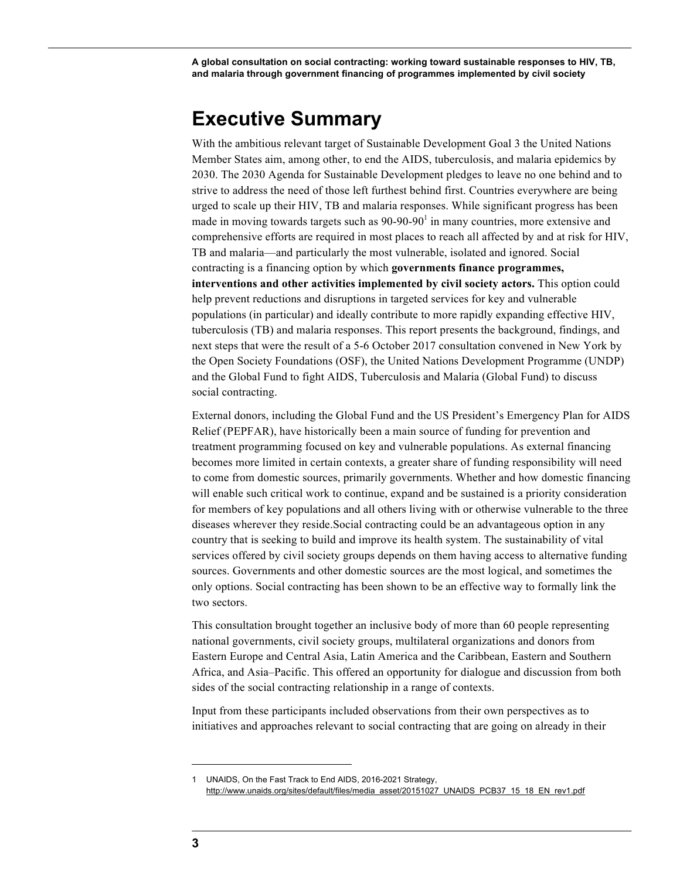# Executive Summary

With the ambitious relevant target of Sustainable Development Goal 3 the United Nations Member States aim, among other, to end the AIDS, tuberculosis, and malaria epidemics by 2030. The 2030 Agenda for Sustainable Development pledges to leave no one behind and to strive to address the need of those left furthest behind first. Countries everywhere are being urged to scale up their HIV, TB and malaria responses. While significant progress has been made in moving towards targets such as 90-90-90[1] in many countries, more extensive and comprehensive efforts are required in most places to reach all affected by and at risk for HIV, TB and malaria—and particularly the most vulnerable, isolated and ignored. Social contracting is a financing option by which **governments finance programmes, interventions and other activities implemented by civil society actors.** This option could help prevent reductions and disruptions in targeted services for key and vulnerable populations (in particular) and ideally contribute to more rapidly expanding effective HIV, tuberculosis (TB) and malaria responses. This report presents the background, findings, and next steps that were the result of a 5-6 October 2017 consultation convened in New York by the Open Society Foundations (OSF), the United Nations Development Programme (UNDP) and the Global Fund to fight AIDS, Tuberculosis and Malaria (Global Fund) to discuss social contracting.

External donors, including the Global Fund and the US President's Emergency Plan for AIDS Relief (PEPFAR), have historically been a main source of funding for prevention and treatment programming focused on key and vulnerable populations. As external financing becomes more limited in certain contexts, a greater share of funding responsibility will need to come from domestic sources, primarily governments. Whether and how domestic financing will enable such critical work to continue, expand and be sustained is a priority consideration for members of key populations and all others living with or otherwise vulnerable to the three diseases wherever they reside.Social contracting could be an advantageous option in any country that is seeking to build and improve its health system. The sustainability of vital services offered by civil society groups depends on them having access to alternative funding sources. Governments and other domestic sources are the most logical, and sometimes the only options. Social contracting has been shown to be an effective way to formally link the two sectors.

This consultation brought together an inclusive body of more than 60 people representing national governments, civil society groups, multilateral organizations and donors from Eastern Europe and Central Asia, Latin America and the Caribbean, Eastern and Southern Africa, and Asia–Pacific. This offered an opportunity for dialogue and discussion from both sides of the social contracting relationship in a range of contexts.

Input from these participants included observations from their own perspectives as to initiatives and approaches relevant to social contracting that are going on already in their

---

1 UNAIDS, On the Fast Track to End AIDS, 2016-2021 Strategy, http://www.unaids.org/sites/default/files/media_asset/20151027_UNAIDS_PCB37_15_18_EN_rev1.pdf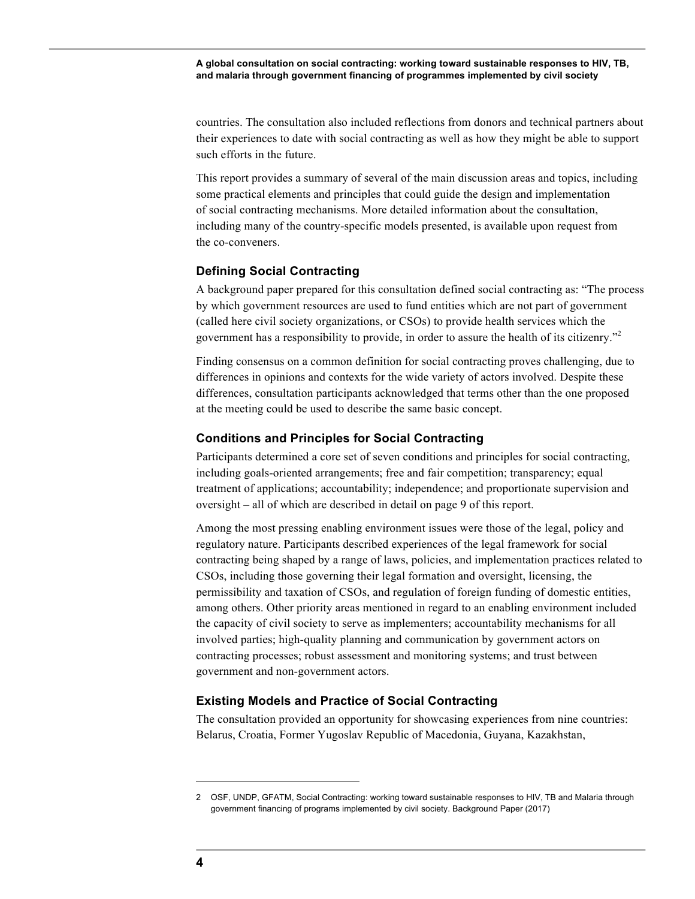countries. The consultation also included reflections from donors and technical partners about their experiences to date with social contracting as well as how they might be able to support such efforts in the future.

This report provides a summary of several of the main discussion areas and topics, including some practical elements and principles that could guide the design and implementation of social contracting mechanisms. More detailed information about the consultation, including many of the country-specific models presented, is available upon request from the co-conveners.

### Defining Social Contracting

A background paper prepared for this consultation defined social contracting as: "The process by which government resources are used to fund entities which are not part of government (called here civil society organizations, or CSOs) to provide health services which the government has a responsibility to provide, in order to assure the health of its citizenry."[2]

Finding consensus on a common definition for social contracting proves challenging, due to differences in opinions and contexts for the wide variety of actors involved. Despite these differences, consultation participants acknowledged that terms other than the one proposed at the meeting could be used to describe the same basic concept.

### Conditions and Principles for Social Contracting

Participants determined a core set of seven conditions and principles for social contracting, including goals-oriented arrangements; free and fair competition; transparency; equal treatment of applications; accountability; independence; and proportionate supervision and oversight – all of which are described in detail on page 9 of this report.

Among the most pressing enabling environment issues were those of the legal, policy and regulatory nature. Participants described experiences of the legal framework for social contracting being shaped by a range of laws, policies, and implementation practices related to CSOs, including those governing their legal formation and oversight, licensing, the permissibility and taxation of CSOs, and regulation of foreign funding of domestic entities, among others. Other priority areas mentioned in regard to an enabling environment included the capacity of civil society to serve as implementers; accountability mechanisms for all involved parties; high-quality planning and communication by government actors on contracting processes; robust assessment and monitoring systems; and trust between government and non-government actors.

### Existing Models and Practice of Social Contracting

The consultation provided an opportunity for showcasing experiences from nine countries: Belarus, Croatia, Former Yugoslav Republic of Macedonia, Guyana, Kazakhstan,

---

2 OSF, UNDP, GFATM, Social Contracting: working toward sustainable responses to HIV, TB and Malaria through government financing of programs implemented by civil society. Background Paper (2017)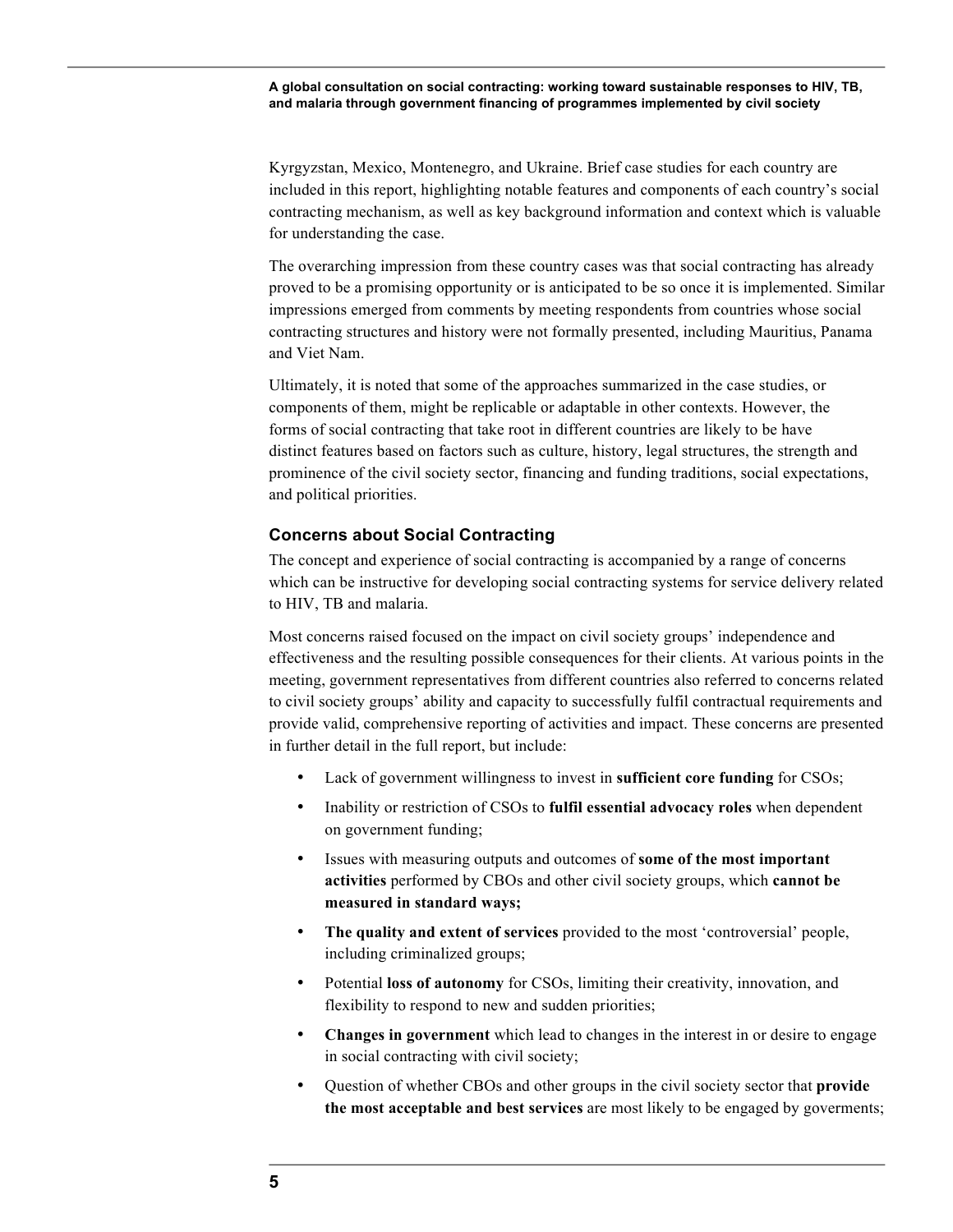Kyrgyzstan, Mexico, Montenegro, and Ukraine. Brief case studies for each country are included in this report, highlighting notable features and components of each country's social contracting mechanism, as well as key background information and context which is valuable for understanding the case.

The overarching impression from these country cases was that social contracting has already proved to be a promising opportunity or is anticipated to be so once it is implemented. Similar impressions emerged from comments by meeting respondents from countries whose social contracting structures and history were not formally presented, including Mauritius, Panama and Viet Nam.

Ultimately, it is noted that some of the approaches summarized in the case studies, or components of them, might be replicable or adaptable in other contexts. However, the forms of social contracting that take root in different countries are likely to be have distinct features based on factors such as culture, history, legal structures, the strength and prominence of the civil society sector, financing and funding traditions, social expectations, and political priorities.

### Concerns about Social Contracting

The concept and experience of social contracting is accompanied by a range of concerns which can be instructive for developing social contracting systems for service delivery related to HIV, TB and malaria.

Most concerns raised focused on the impact on civil society groups' independence and effectiveness and the resulting possible consequences for their clients. At various points in the meeting, government representatives from different countries also referred to concerns related to civil society groups' ability and capacity to successfully fulfil contractual requirements and provide valid, comprehensive reporting of activities and impact. These concerns are presented in further detail in the full report, but include:

- Lack of government willingness to invest in **sufficient core funding** for CSOs;
- Inability or restriction of CSOs to **fulfil essential advocacy roles** when dependent on government funding;
- Issues with measuring outputs and outcomes of **some of the most important activities** performed by CBOs and other civil society groups, which **cannot be measured in standard ways;**
- **The quality and extent of services** provided to the most 'controversial' people, including criminalized groups;
- Potential **loss of autonomy** for CSOs, limiting their creativity, innovation, and flexibility to respond to new and sudden priorities;
- **Changes in government** which lead to changes in the interest in or desire to engage in social contracting with civil society;
- Question of whether CBOs and other groups in the civil society sector that **provide the most acceptable and best services** are most likely to be engaged by goverments;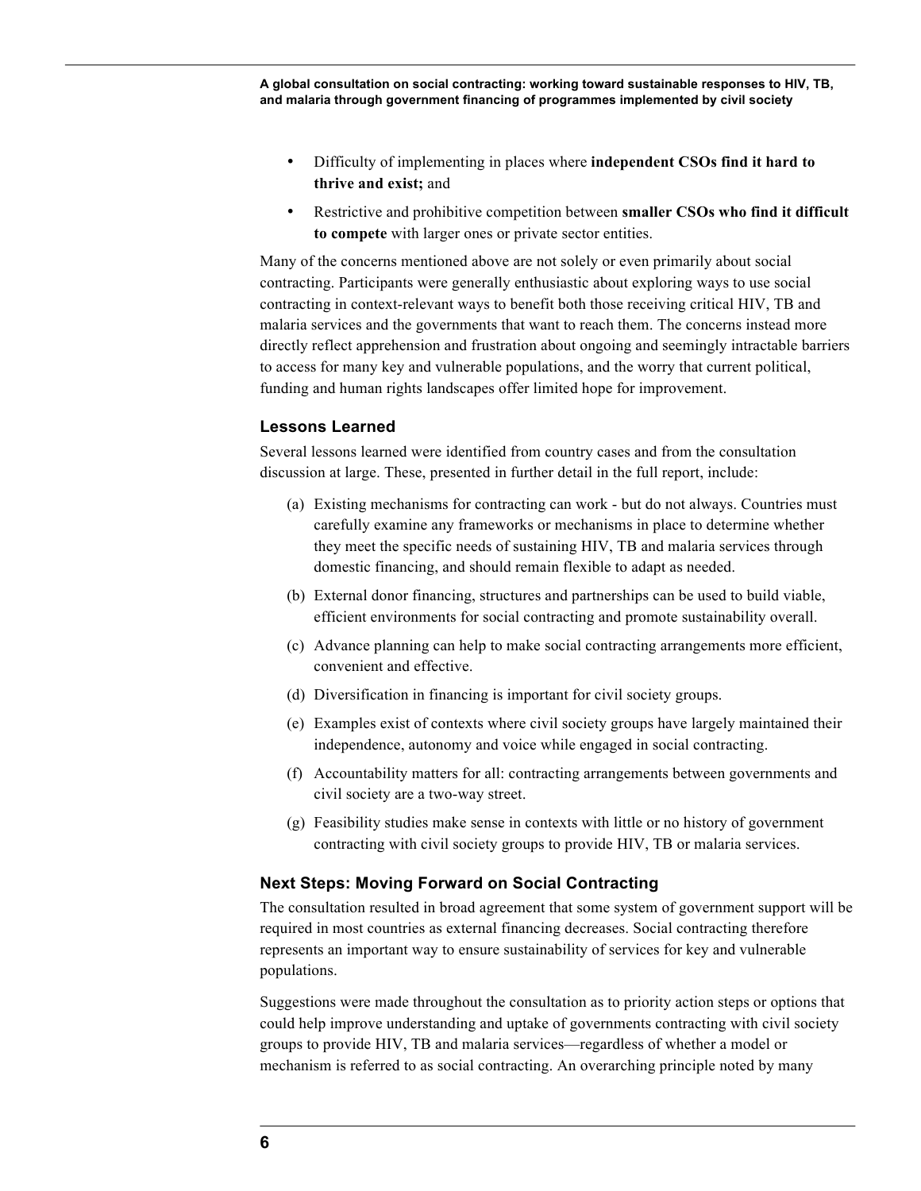- Difficulty of implementing in places where **independent CSOs find it hard to thrive and exist;** and
- Restrictive and prohibitive competition between **smaller CSOs who find it difficult to compete** with larger ones or private sector entities.

Many of the concerns mentioned above are not solely or even primarily about social contracting. Participants were generally enthusiastic about exploring ways to use social contracting in context-relevant ways to benefit both those receiving critical HIV, TB and malaria services and the governments that want to reach them. The concerns instead more directly reflect apprehension and frustration about ongoing and seemingly intractable barriers to access for many key and vulnerable populations, and the worry that current political, funding and human rights landscapes offer limited hope for improvement.

### Lessons Learned

Several lessons learned were identified from country cases and from the consultation discussion at large. These, presented in further detail in the full report, include:

(a) Existing mechanisms for contracting can work - but do not always. Countries must carefully examine any frameworks or mechanisms in place to determine whether they meet the specific needs of sustaining HIV, TB and malaria services through domestic financing, and should remain flexible to adapt as needed.

(b) External donor financing, structures and partnerships can be used to build viable, efficient environments for social contracting and promote sustainability overall.

(c) Advance planning can help to make social contracting arrangements more efficient, convenient and effective.

(d) Diversification in financing is important for civil society groups.

(e) Examples exist of contexts where civil society groups have largely maintained their independence, autonomy and voice while engaged in social contracting.

(f) Accountability matters for all: contracting arrangements between governments and civil society are a two-way street.

(g) Feasibility studies make sense in contexts with little or no history of government contracting with civil society groups to provide HIV, TB or malaria services.

### Next Steps: Moving Forward on Social Contracting

The consultation resulted in broad agreement that some system of government support will be required in most countries as external financing decreases. Social contracting therefore represents an important way to ensure sustainability of services for key and vulnerable populations.

Suggestions were made throughout the consultation as to priority action steps or options that could help improve understanding and uptake of governments contracting with civil society groups to provide HIV, TB and malaria services—regardless of whether a model or mechanism is referred to as social contracting. An overarching principle noted by many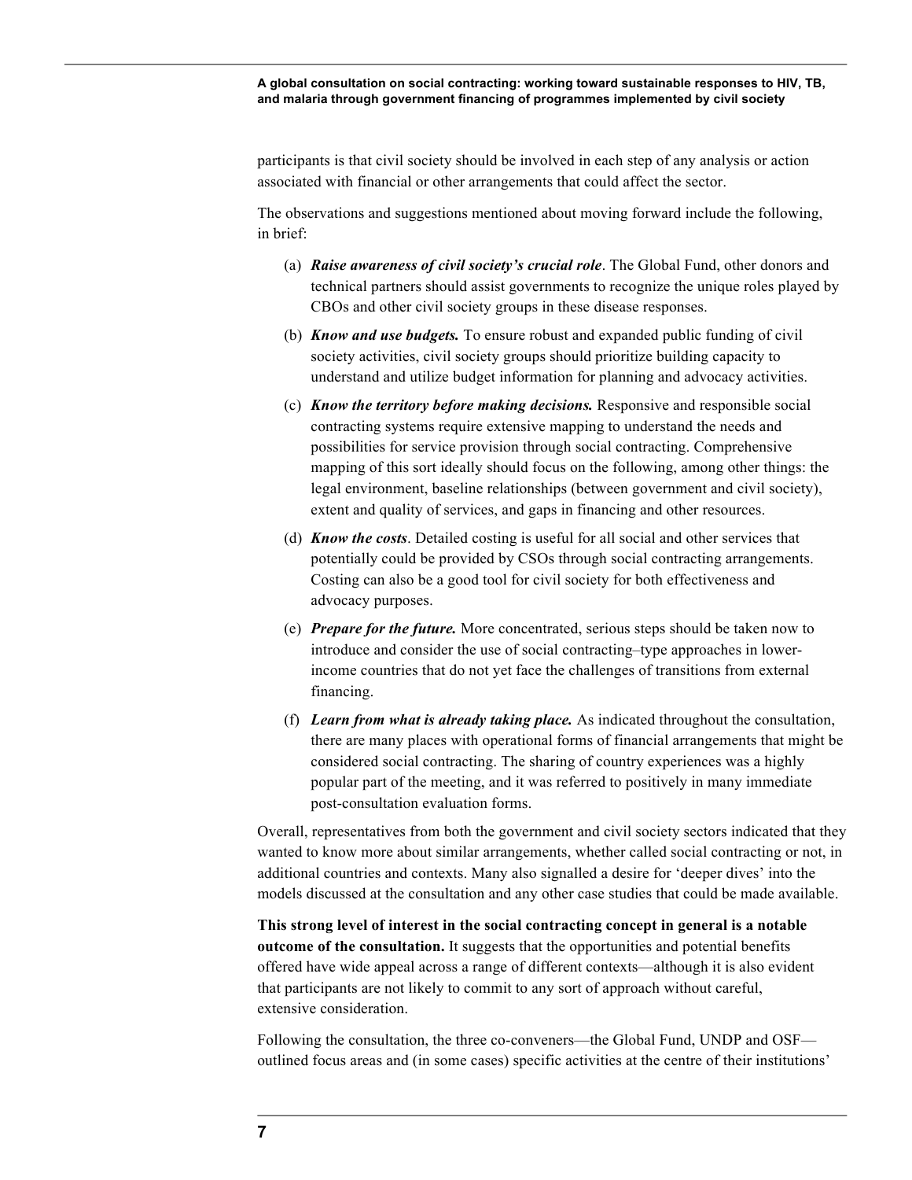participants is that civil society should be involved in each step of any analysis or action associated with financial or other arrangements that could affect the sector.

The observations and suggestions mentioned about moving forward include the following, in brief:

(a) ***Raise awareness of civil society's crucial role***. The Global Fund, other donors and technical partners should assist governments to recognize the unique roles played by CBOs and other civil society groups in these disease responses.

(b) ***Know and use budgets.*** To ensure robust and expanded public funding of civil society activities, civil society groups should prioritize building capacity to understand and utilize budget information for planning and advocacy activities.

(c) ***Know the territory before making decisions.*** Responsive and responsible social contracting systems require extensive mapping to understand the needs and possibilities for service provision through social contracting. Comprehensive mapping of this sort ideally should focus on the following, among other things: the legal environment, baseline relationships (between government and civil society), extent and quality of services, and gaps in financing and other resources.

(d) ***Know the costs***. Detailed costing is useful for all social and other services that potentially could be provided by CSOs through social contracting arrangements. Costing can also be a good tool for civil society for both effectiveness and advocacy purposes.

(e) ***Prepare for the future.*** More concentrated, serious steps should be taken now to introduce and consider the use of social contracting–type approaches in lower-income countries that do not yet face the challenges of transitions from external financing.

(f) ***Learn from what is already taking place.*** As indicated throughout the consultation, there are many places with operational forms of financial arrangements that might be considered social contracting. The sharing of country experiences was a highly popular part of the meeting, and it was referred to positively in many immediate post-consultation evaluation forms.

Overall, representatives from both the government and civil society sectors indicated that they wanted to know more about similar arrangements, whether called social contracting or not, in additional countries and contexts. Many also signalled a desire for 'deeper dives' into the models discussed at the consultation and any other case studies that could be made available.

**This strong level of interest in the social contracting concept in general is a notable outcome of the consultation.** It suggests that the opportunities and potential benefits offered have wide appeal across a range of different contexts—although it is also evident that participants are not likely to commit to any sort of approach without careful, extensive consideration.

Following the consultation, the three co-conveners—the Global Fund, UNDP and OSF—outlined focus areas and (in some cases) specific activities at the centre of their institutions'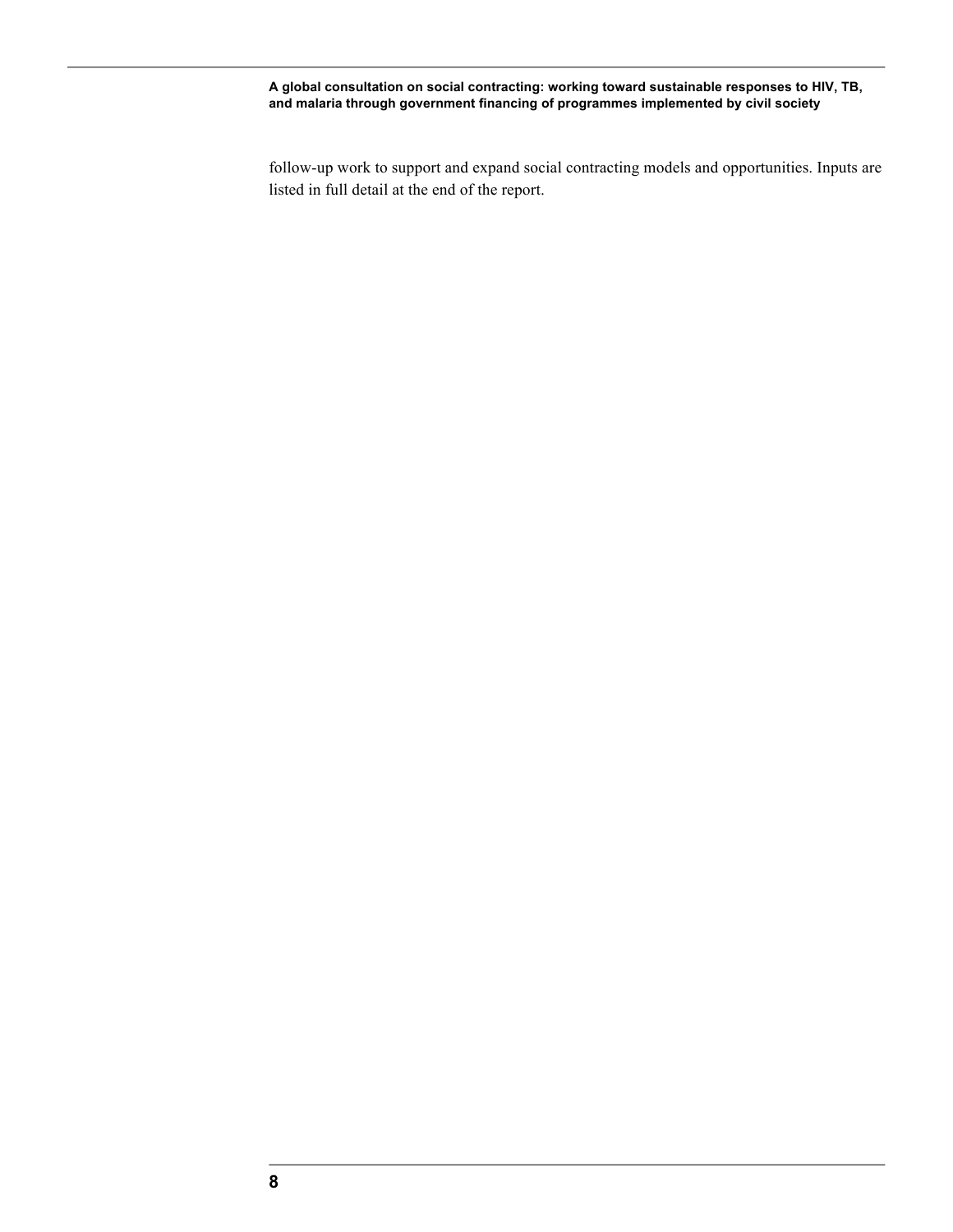follow-up work to support and expand social contracting models and opportunities. Inputs are listed in full detail at the end of the report.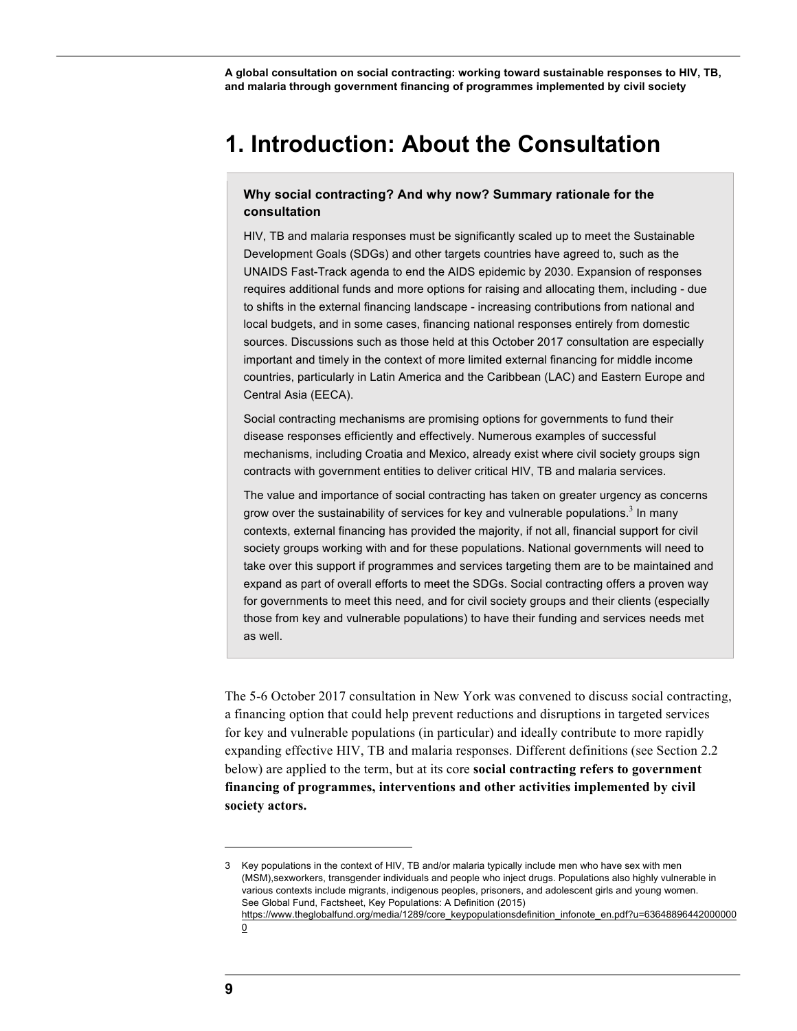# 1. Introduction: About the Consultation

**Why social contracting? And why now? Summary rationale for the consultation**

HIV, TB and malaria responses must be significantly scaled up to meet the Sustainable Development Goals (SDGs) and other targets countries have agreed to, such as the UNAIDS Fast-Track agenda to end the AIDS epidemic by 2030. Expansion of responses requires additional funds and more options for raising and allocating them, including - due to shifts in the external financing landscape - increasing contributions from national and local budgets, and in some cases, financing national responses entirely from domestic sources. Discussions such as those held at this October 2017 consultation are especially important and timely in the context of more limited external financing for middle income countries, particularly in Latin America and the Caribbean (LAC) and Eastern Europe and Central Asia (EECA).

Social contracting mechanisms are promising options for governments to fund their disease responses efficiently and effectively. Numerous examples of successful mechanisms, including Croatia and Mexico, already exist where civil society groups sign contracts with government entities to deliver critical HIV, TB and malaria services.

The value and importance of social contracting has taken on greater urgency as concerns grow over the sustainability of services for key and vulnerable populations.[3] In many contexts, external financing has provided the majority, if not all, financial support for civil society groups working with and for these populations. National governments will need to take over this support if programmes and services targeting them are to be maintained and expand as part of overall efforts to meet the SDGs. Social contracting offers a proven way for governments to meet this need, and for civil society groups and their clients (especially those from key and vulnerable populations) to have their funding and services needs met as well.

The 5-6 October 2017 consultation in New York was convened to discuss social contracting, a financing option that could help prevent reductions and disruptions in targeted services for key and vulnerable populations (in particular) and ideally contribute to more rapidly expanding effective HIV, TB and malaria responses. Different definitions (see Section 2.2 below) are applied to the term, but at its core **social contracting refers to government financing of programmes, interventions and other activities implemented by civil society actors.**

---

3 Key populations in the context of HIV, TB and/or malaria typically include men who have sex with men (MSM),sexworkers, transgender individuals and people who inject drugs. Populations also highly vulnerable in various contexts include migrants, indigenous peoples, prisoners, and adolescent girls and young women. See Global Fund, Factsheet, Key Populations: A Definition (2015) https://www.theglobalfund.org/media/1289/core_keypopulationsdefinition_infonote_en.pdf?u=636488964420000000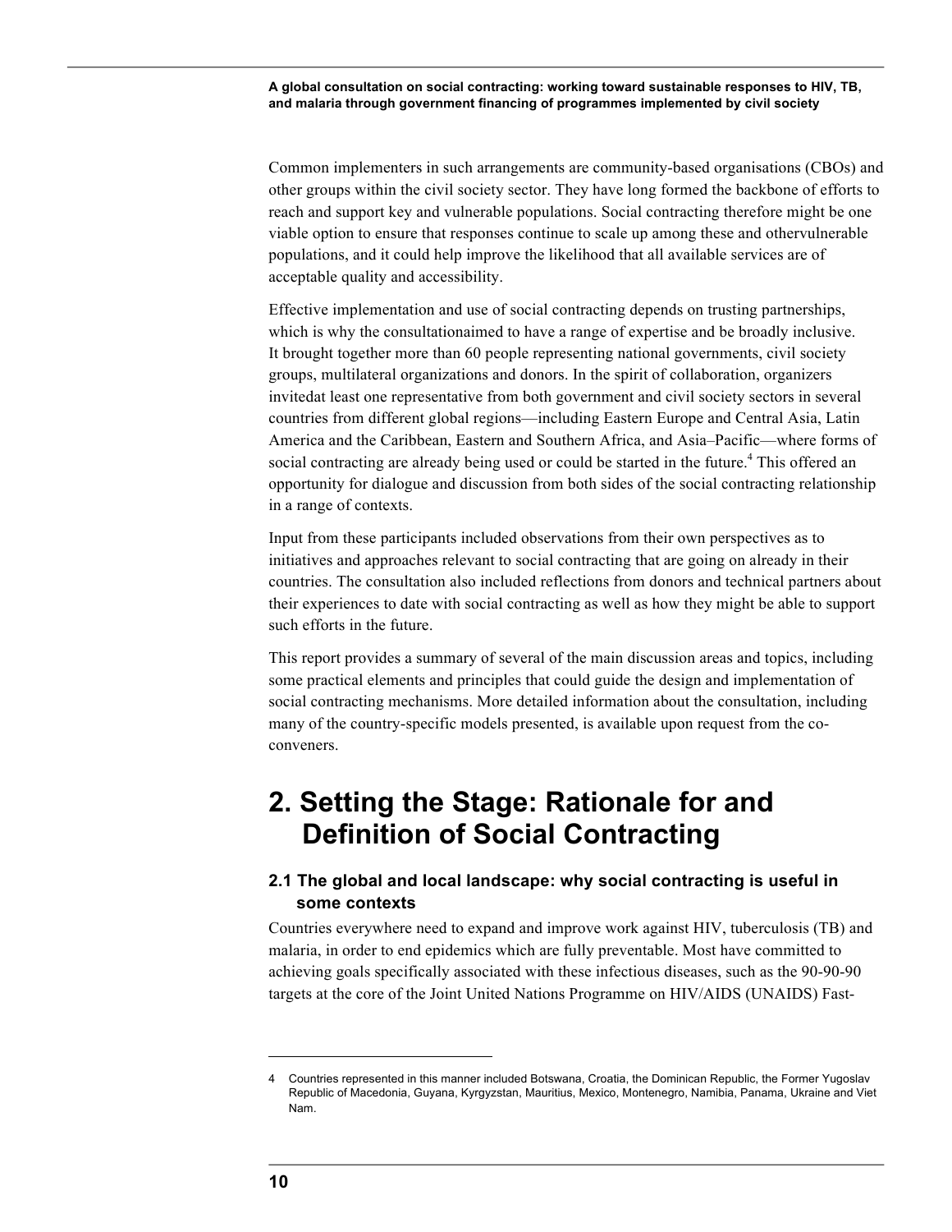Common implementers in such arrangements are community-based organisations (CBOs) and other groups within the civil society sector. They have long formed the backbone of efforts to reach and support key and vulnerable populations. Social contracting therefore might be one viable option to ensure that responses continue to scale up among these and othervulnerable populations, and it could help improve the likelihood that all available services are of acceptable quality and accessibility.

Effective implementation and use of social contracting depends on trusting partnerships, which is why the consultationaimed to have a range of expertise and be broadly inclusive. It brought together more than 60 people representing national governments, civil society groups, multilateral organizations and donors. In the spirit of collaboration, organizers invitedat least one representative from both government and civil society sectors in several countries from different global regions—including Eastern Europe and Central Asia, Latin America and the Caribbean, Eastern and Southern Africa, and Asia–Pacific—where forms of social contracting are already being used or could be started in the future.[4] This offered an opportunity for dialogue and discussion from both sides of the social contracting relationship in a range of contexts.

Input from these participants included observations from their own perspectives as to initiatives and approaches relevant to social contracting that are going on already in their countries. The consultation also included reflections from donors and technical partners about their experiences to date with social contracting as well as how they might be able to support such efforts in the future.

This report provides a summary of several of the main discussion areas and topics, including some practical elements and principles that could guide the design and implementation of social contracting mechanisms. More detailed information about the consultation, including many of the country-specific models presented, is available upon request from the co-conveners.

# 2. Setting the Stage: Rationale for and Definition of Social Contracting

## 2.1 The global and local landscape: why social contracting is useful in some contexts

Countries everywhere need to expand and improve work against HIV, tuberculosis (TB) and malaria, in order to end epidemics which are fully preventable. Most have committed to achieving goals specifically associated with these infectious diseases, such as the 90-90-90 targets at the core of the Joint United Nations Programme on HIV/AIDS (UNAIDS) Fast-

---

4 Countries represented in this manner included Botswana, Croatia, the Dominican Republic, the Former Yugoslav Republic of Macedonia, Guyana, Kyrgyzstan, Mauritius, Mexico, Montenegro, Namibia, Panama, Ukraine and Viet Nam.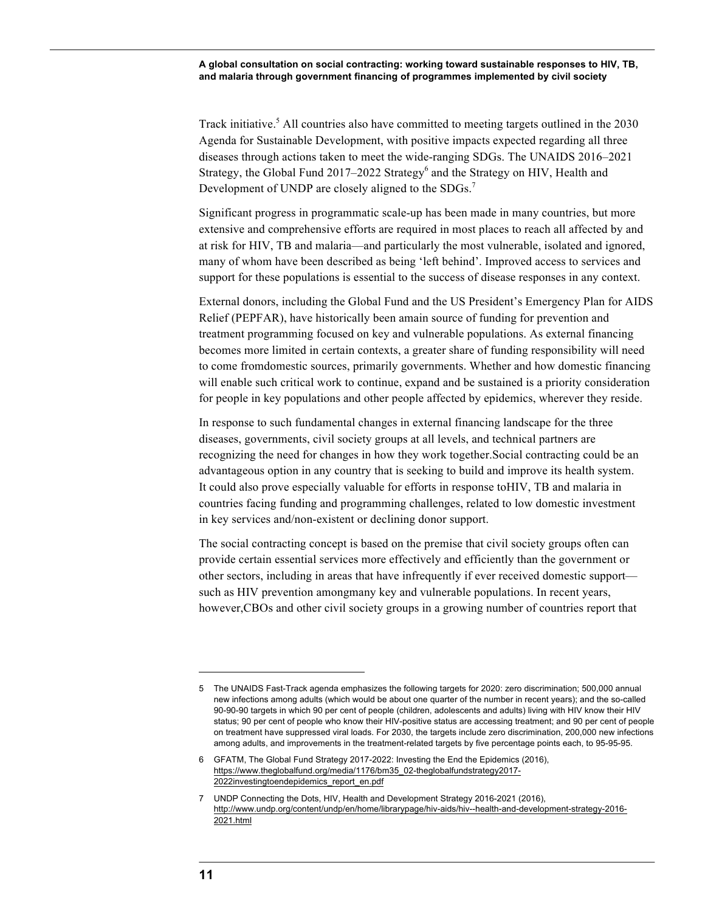Track initiative.[5] All countries also have committed to meeting targets outlined in the 2030 Agenda for Sustainable Development, with positive impacts expected regarding all three diseases through actions taken to meet the wide-ranging SDGs. The UNAIDS 2016–2021 Strategy, the Global Fund 2017–2022 Strategy[6] and the Strategy on HIV, Health and Development of UNDP are closely aligned to the SDGs.[7]

Significant progress in programmatic scale-up has been made in many countries, but more extensive and comprehensive efforts are required in most places to reach all affected by and at risk for HIV, TB and malaria—and particularly the most vulnerable, isolated and ignored, many of whom have been described as being 'left behind'. Improved access to services and support for these populations is essential to the success of disease responses in any context.

External donors, including the Global Fund and the US President's Emergency Plan for AIDS Relief (PEPFAR), have historically been amain source of funding for prevention and treatment programming focused on key and vulnerable populations. As external financing becomes more limited in certain contexts, a greater share of funding responsibility will need to come fromdomestic sources, primarily governments. Whether and how domestic financing will enable such critical work to continue, expand and be sustained is a priority consideration for people in key populations and other people affected by epidemics, wherever they reside.

In response to such fundamental changes in external financing landscape for the three diseases, governments, civil society groups at all levels, and technical partners are recognizing the need for changes in how they work together.Social contracting could be an advantageous option in any country that is seeking to build and improve its health system. It could also prove especially valuable for efforts in response toHIV, TB and malaria in countries facing funding and programming challenges, related to low domestic investment in key services and/non-existent or declining donor support.

The social contracting concept is based on the premise that civil society groups often can provide certain essential services more effectively and efficiently than the government or other sectors, including in areas that have infrequently if ever received domestic support—such as HIV prevention amongmany key and vulnerable populations. In recent years, however,CBOs and other civil society groups in a growing number of countries report that

---

5 The UNAIDS Fast-Track agenda emphasizes the following targets for 2020: zero discrimination; 500,000 annual new infections among adults (which would be about one quarter of the number in recent years); and the so-called 90-90-90 targets in which 90 per cent of people (children, adolescents and adults) living with HIV know their HIV status; 90 per cent of people who know their HIV-positive status are accessing treatment; and 90 per cent of people on treatment have suppressed viral loads. For 2030, the targets include zero discrimination, 200,000 new infections among adults, and improvements in the treatment-related targets by five percentage points each, to 95-95-95.

6 GFATM, The Global Fund Strategy 2017-2022: Investing the End the Epidemics (2016), https://www.theglobalfund.org/media/1176/bm35_02-theglobalfundstrategy2017-2022investingtoendepidemics_report_en.pdf

7 UNDP Connecting the Dots, HIV, Health and Development Strategy 2016-2021 (2016), http://www.undp.org/content/undp/en/home/librarypage/hiv-aids/hiv--health-and-development-strategy-2016-2021.html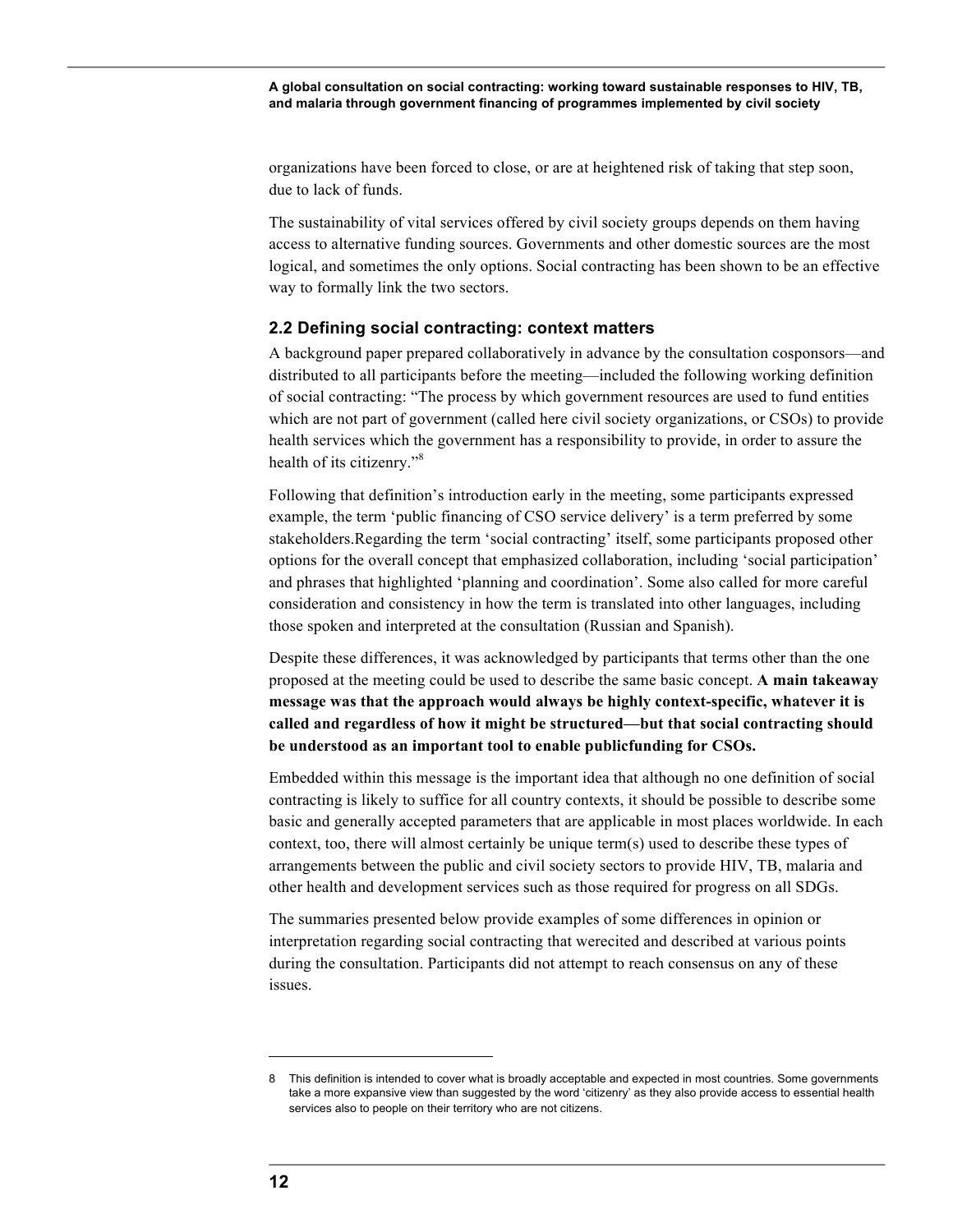organizations have been forced to close, or are at heightened risk of taking that step soon, due to lack of funds.

The sustainability of vital services offered by civil society groups depends on them having access to alternative funding sources. Governments and other domestic sources are the most logical, and sometimes the only options. Social contracting has been shown to be an effective way to formally link the two sectors.

### 2.2 Defining social contracting: context matters

A background paper prepared collaboratively in advance by the consultation cosponsors—and distributed to all participants before the meeting—included the following working definition of social contracting: "The process by which government resources are used to fund entities which are not part of government (called here civil society organizations, or CSOs) to provide health services which the government has a responsibility to provide, in order to assure the health of its citizenry."[8]

Following that definition's introduction early in the meeting, some participants expressed example, the term 'public financing of CSO service delivery' is a term preferred by some stakeholders.Regarding the term 'social contracting' itself, some participants proposed other options for the overall concept that emphasized collaboration, including 'social participation' and phrases that highlighted 'planning and coordination'. Some also called for more careful consideration and consistency in how the term is translated into other languages, including those spoken and interpreted at the consultation (Russian and Spanish).

Despite these differences, it was acknowledged by participants that terms other than the one proposed at the meeting could be used to describe the same basic concept. **A main takeaway message was that the approach would always be highly context-specific, whatever it is called and regardless of how it might be structured—but that social contracting should be understood as an important tool to enable publicfunding for CSOs.**

Embedded within this message is the important idea that although no one definition of social contracting is likely to suffice for all country contexts, it should be possible to describe some basic and generally accepted parameters that are applicable in most places worldwide. In each context, too, there will almost certainly be unique term(s) used to describe these types of arrangements between the public and civil society sectors to provide HIV, TB, malaria and other health and development services such as those required for progress on all SDGs.

The summaries presented below provide examples of some differences in opinion or interpretation regarding social contracting that werecited and described at various points during the consultation. Participants did not attempt to reach consensus on any of these issues.

---

8 This definition is intended to cover what is broadly acceptable and expected in most countries. Some governments take a more expansive view than suggested by the word 'citizenry' as they also provide access to essential health services also to people on their territory who are not citizens.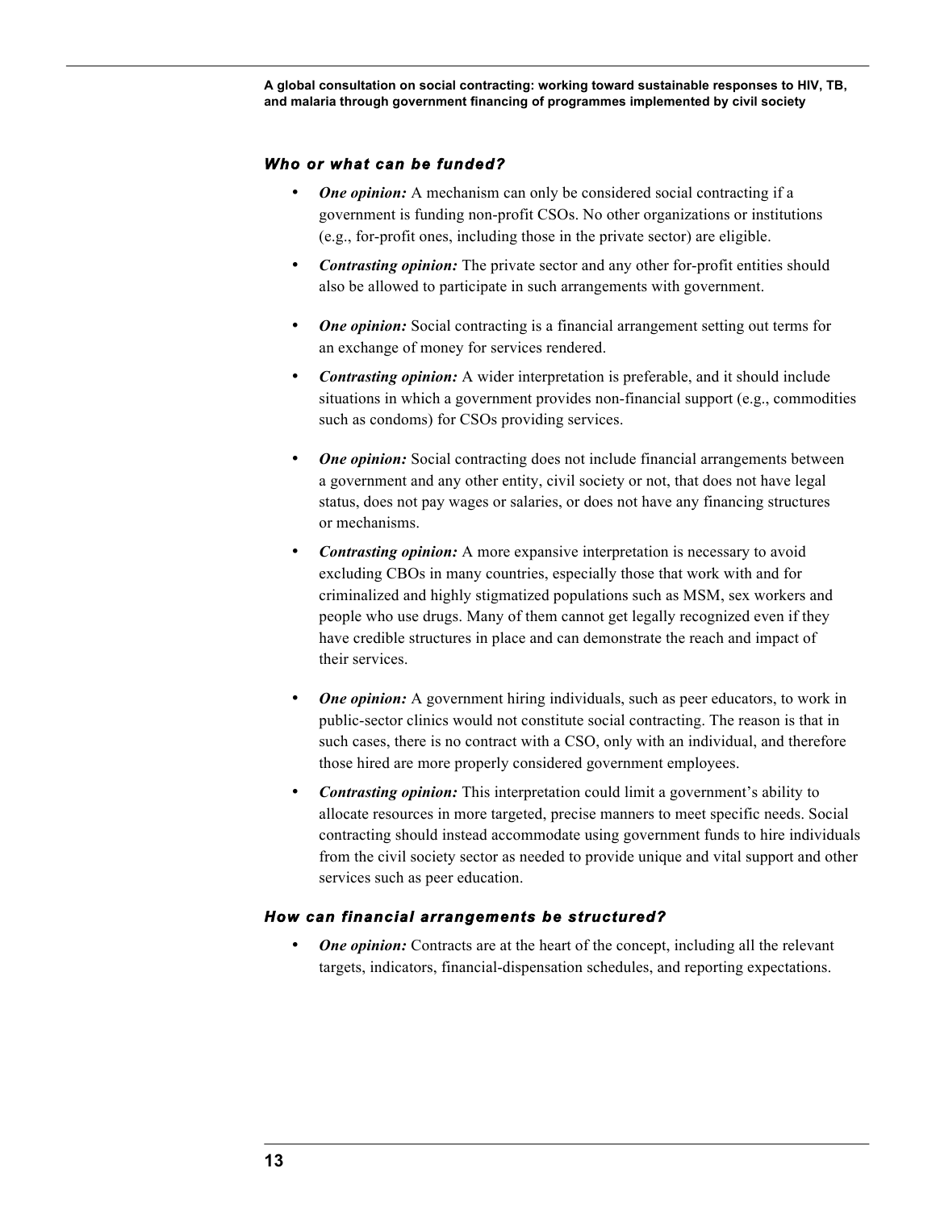### *Who or what can be funded?*

- ***One opinion:*** A mechanism can only be considered social contracting if a government is funding non-profit CSOs. No other organizations or institutions (e.g., for-profit ones, including those in the private sector) are eligible.
- ***Contrasting opinion:*** The private sector and any other for-profit entities should also be allowed to participate in such arrangements with government.

- ***One opinion:*** Social contracting is a financial arrangement setting out terms for an exchange of money for services rendered.
- ***Contrasting opinion:*** A wider interpretation is preferable, and it should include situations in which a government provides non-financial support (e.g., commodities such as condoms) for CSOs providing services.

- ***One opinion:*** Social contracting does not include financial arrangements between a government and any other entity, civil society or not, that does not have legal status, does not pay wages or salaries, or does not have any financing structures or mechanisms.
- ***Contrasting opinion:*** A more expansive interpretation is necessary to avoid excluding CBOs in many countries, especially those that work with and for criminalized and highly stigmatized populations such as MSM, sex workers and people who use drugs. Many of them cannot get legally recognized even if they have credible structures in place and can demonstrate the reach and impact of their services.

- ***One opinion:*** A government hiring individuals, such as peer educators, to work in public-sector clinics would not constitute social contracting. The reason is that in such cases, there is no contract with a CSO, only with an individual, and therefore those hired are more properly considered government employees.
- ***Contrasting opinion:*** This interpretation could limit a government's ability to allocate resources in more targeted, precise manners to meet specific needs. Social contracting should instead accommodate using government funds to hire individuals from the civil society sector as needed to provide unique and vital support and other services such as peer education.

### *How can financial arrangements be structured?*

- ***One opinion:*** Contracts are at the heart of the concept, including all the relevant targets, indicators, financial-dispensation schedules, and reporting expectations.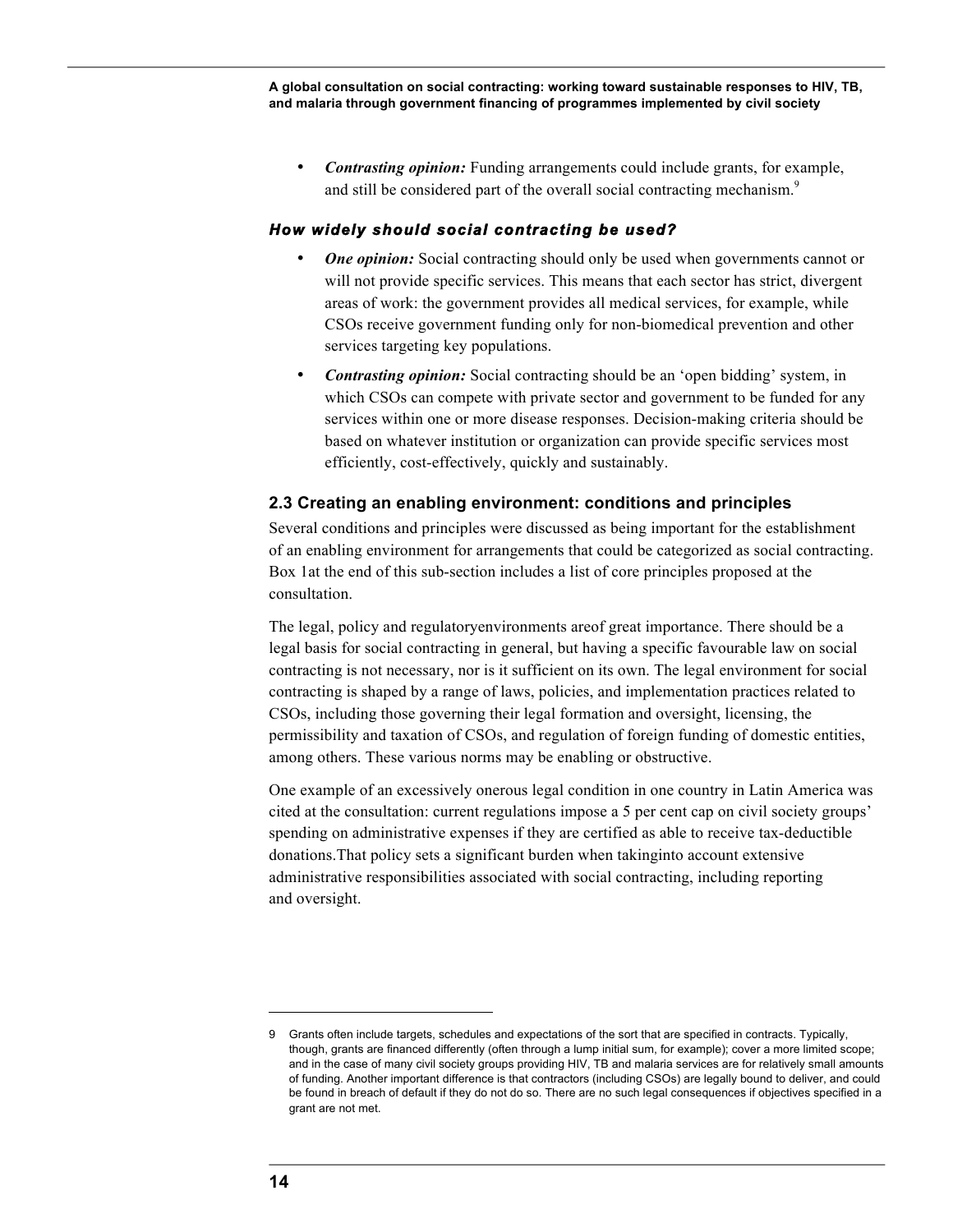- ***Contrasting opinion:*** Funding arrangements could include grants, for example, and still be considered part of the overall social contracting mechanism.[9]

### *How widely should social contracting be used?*

- ***One opinion:*** Social contracting should only be used when governments cannot or will not provide specific services. This means that each sector has strict, divergent areas of work: the government provides all medical services, for example, while CSOs receive government funding only for non-biomedical prevention and other services targeting key populations.
- ***Contrasting opinion:*** Social contracting should be an 'open bidding' system, in which CSOs can compete with private sector and government to be funded for any services within one or more disease responses. Decision-making criteria should be based on whatever institution or organization can provide specific services most efficiently, cost-effectively, quickly and sustainably.

## 2.3 Creating an enabling environment: conditions and principles

Several conditions and principles were discussed as being important for the establishment of an enabling environment for arrangements that could be categorized as social contracting. Box 1at the end of this sub-section includes a list of core principles proposed at the consultation.

The legal, policy and regulatoryenvironments areof great importance. There should be a legal basis for social contracting in general, but having a specific favourable law on social contracting is not necessary, nor is it sufficient on its own. The legal environment for social contracting is shaped by a range of laws, policies, and implementation practices related to CSOs, including those governing their legal formation and oversight, licensing, the permissibility and taxation of CSOs, and regulation of foreign funding of domestic entities, among others. These various norms may be enabling or obstructive.

One example of an excessively onerous legal condition in one country in Latin America was cited at the consultation: current regulations impose a 5 per cent cap on civil society groups' spending on administrative expenses if they are certified as able to receive tax-deductible donations.That policy sets a significant burden when takinginto account extensive administrative responsibilities associated with social contracting, including reporting and oversight.

---

9 Grants often include targets, schedules and expectations of the sort that are specified in contracts. Typically, though, grants are financed differently (often through a lump initial sum, for example); cover a more limited scope; and in the case of many civil society groups providing HIV, TB and malaria services are for relatively small amounts of funding. Another important difference is that contractors (including CSOs) are legally bound to deliver, and could be found in breach of default if they do not do so. There are no such legal consequences if objectives specified in a grant are not met.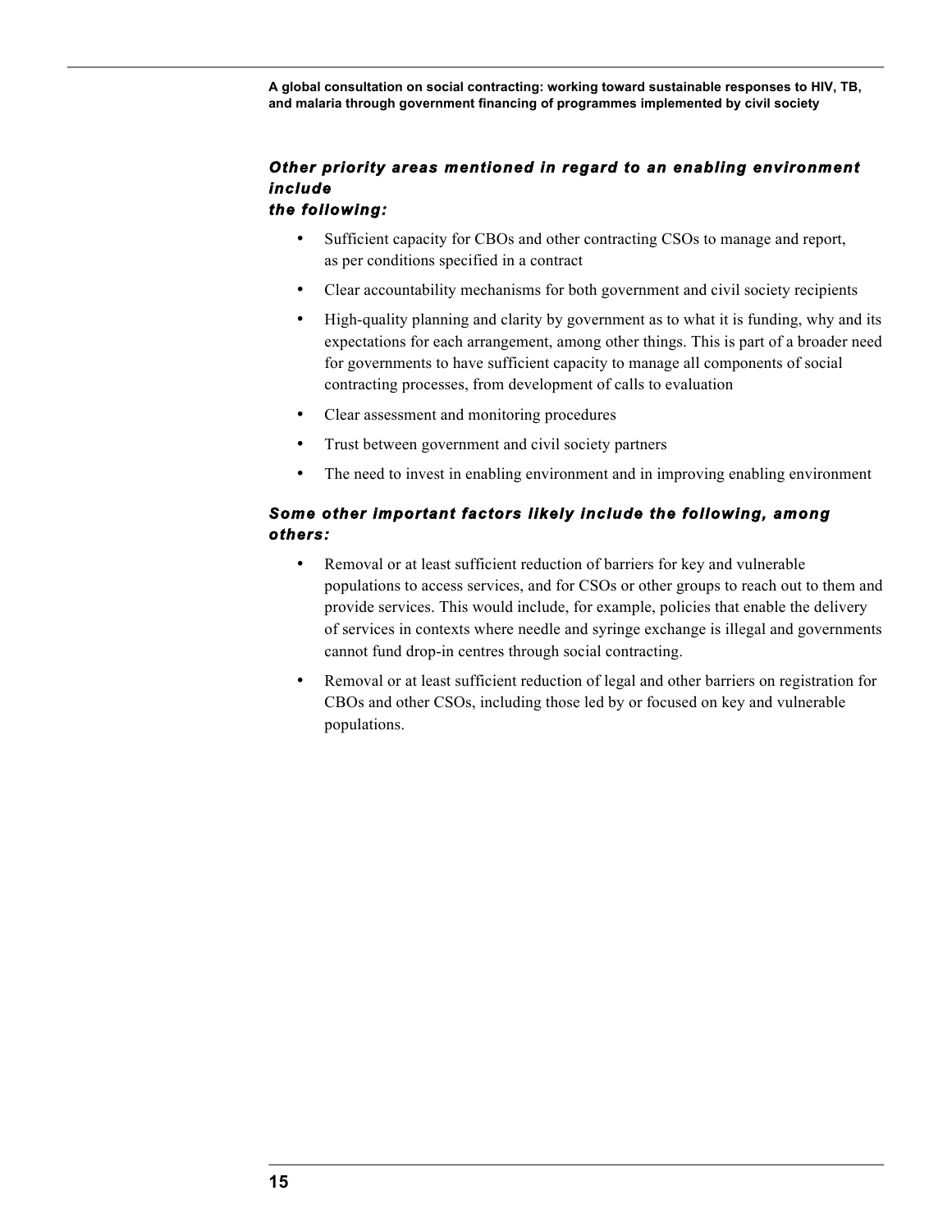***Other priority areas mentioned in regard to an enabling environment include the following:***

- Sufficient capacity for CBOs and other contracting CSOs to manage and report, as per conditions specified in a contract
- Clear accountability mechanisms for both government and civil society recipients
- High-quality planning and clarity by government as to what it is funding, why and its expectations for each arrangement, among other things. This is part of a broader need for governments to have sufficient capacity to manage all components of social contracting processes, from development of calls to evaluation
- Clear assessment and monitoring procedures
- Trust between government and civil society partners
- The need to invest in enabling environment and in improving enabling environment

***Some other important factors likely include the following, among others:***

- Removal or at least sufficient reduction of barriers for key and vulnerable populations to access services, and for CSOs or other groups to reach out to them and provide services. This would include, for example, policies that enable the delivery of services in contexts where needle and syringe exchange is illegal and governments cannot fund drop-in centres through social contracting.
- Removal or at least sufficient reduction of legal and other barriers on registration for CBOs and other CSOs, including those led by or focused on key and vulnerable populations.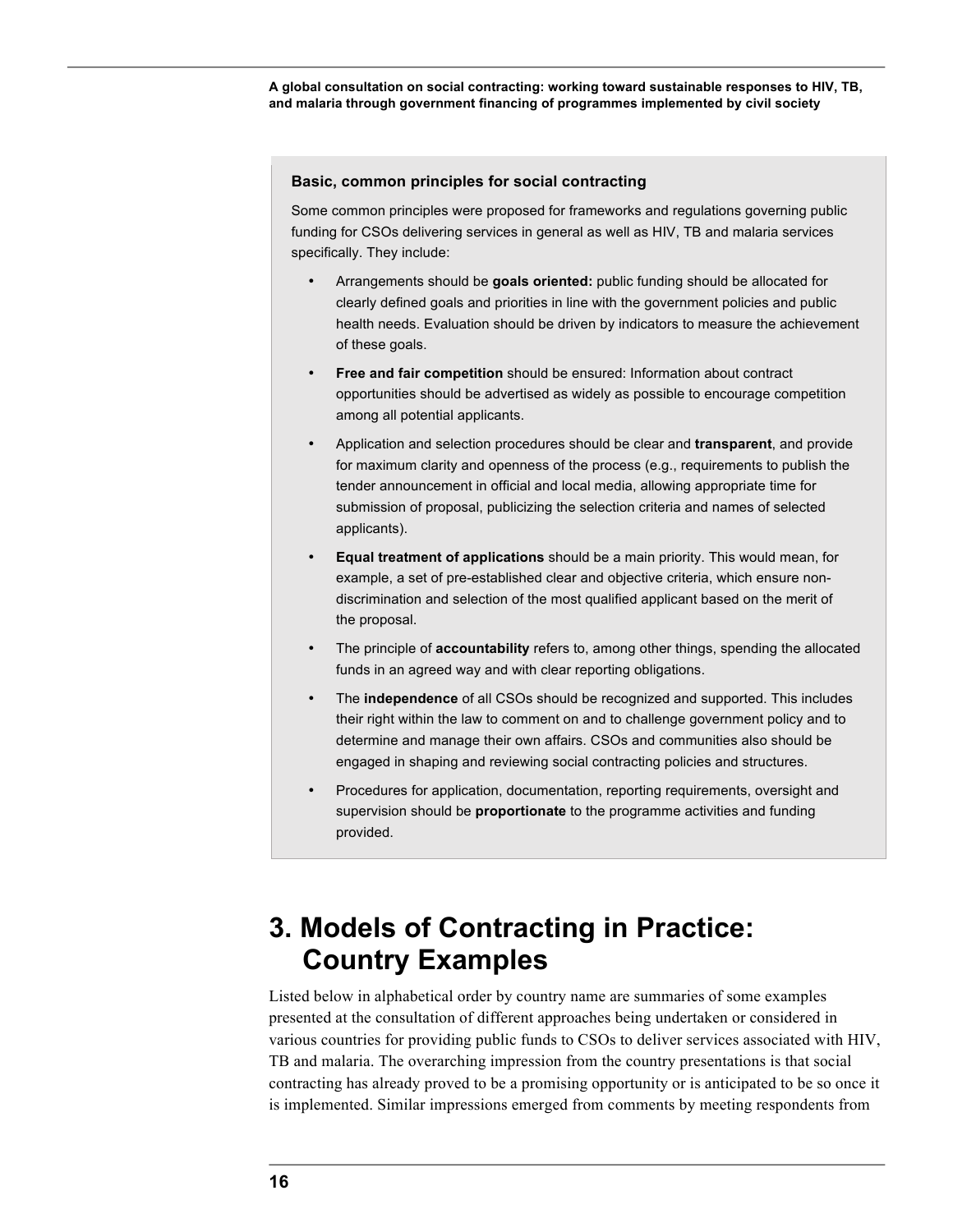### Basic, common principles for social contracting

Some common principles were proposed for frameworks and regulations governing public funding for CSOs delivering services in general as well as HIV, TB and malaria services specifically. They include:

- Arrangements should be **goals oriented:** public funding should be allocated for clearly defined goals and priorities in line with the government policies and public health needs. Evaluation should be driven by indicators to measure the achievement of these goals.
- **Free and fair competition** should be ensured: Information about contract opportunities should be advertised as widely as possible to encourage competition among all potential applicants.
- Application and selection procedures should be clear and **transparent**, and provide for maximum clarity and openness of the process (e.g., requirements to publish the tender announcement in official and local media, allowing appropriate time for submission of proposal, publicizing the selection criteria and names of selected applicants).
- **Equal treatment of applications** should be a main priority. This would mean, for example, a set of pre-established clear and objective criteria, which ensure non-discrimination and selection of the most qualified applicant based on the merit of the proposal.
- The principle of **accountability** refers to, among other things, spending the allocated funds in an agreed way and with clear reporting obligations.
- The **independence** of all CSOs should be recognized and supported. This includes their right within the law to comment on and to challenge government policy and to determine and manage their own affairs. CSOs and communities also should be engaged in shaping and reviewing social contracting policies and structures.
- Procedures for application, documentation, reporting requirements, oversight and supervision should be **proportionate** to the programme activities and funding provided.

# 3. Models of Contracting in Practice: Country Examples

Listed below in alphabetical order by country name are summaries of some examples presented at the consultation of different approaches being undertaken or considered in various countries for providing public funds to CSOs to deliver services associated with HIV, TB and malaria. The overarching impression from the country presentations is that social contracting has already proved to be a promising opportunity or is anticipated to be so once it is implemented. Similar impressions emerged from comments by meeting respondents from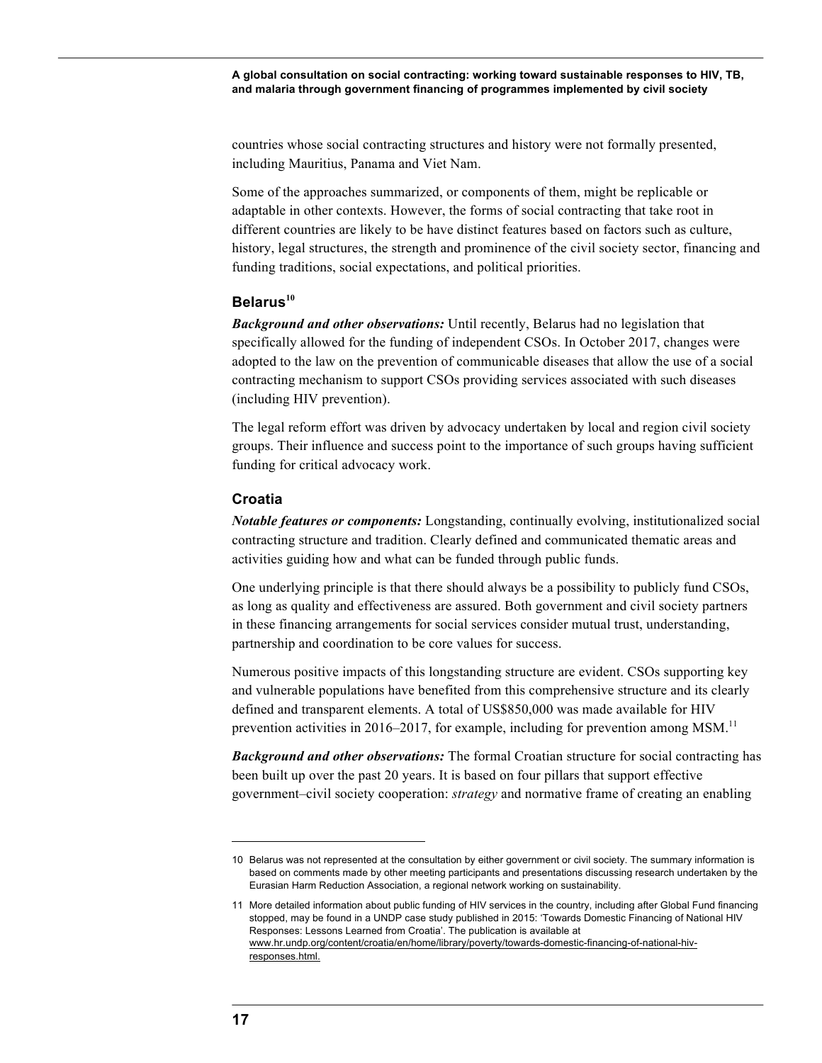countries whose social contracting structures and history were not formally presented, including Mauritius, Panama and Viet Nam.

Some of the approaches summarized, or components of them, might be replicable or adaptable in other contexts. However, the forms of social contracting that take root in different countries are likely to be have distinct features based on factors such as culture, history, legal structures, the strength and prominence of the civil society sector, financing and funding traditions, social expectations, and political priorities.

### Belarus[10]

***Background and other observations:*** Until recently, Belarus had no legislation that specifically allowed for the funding of independent CSOs. In October 2017, changes were adopted to the law on the prevention of communicable diseases that allow the use of a social contracting mechanism to support CSOs providing services associated with such diseases (including HIV prevention).

The legal reform effort was driven by advocacy undertaken by local and region civil society groups. Their influence and success point to the importance of such groups having sufficient funding for critical advocacy work.

### Croatia

***Notable features or components:*** Longstanding, continually evolving, institutionalized social contracting structure and tradition. Clearly defined and communicated thematic areas and activities guiding how and what can be funded through public funds.

One underlying principle is that there should always be a possibility to publicly fund CSOs, as long as quality and effectiveness are assured. Both government and civil society partners in these financing arrangements for social services consider mutual trust, understanding, partnership and coordination to be core values for success.

Numerous positive impacts of this longstanding structure are evident. CSOs supporting key and vulnerable populations have benefited from this comprehensive structure and its clearly defined and transparent elements. A total of US$850,000 was made available for HIV prevention activities in 2016–2017, for example, including for prevention among MSM.[11]

***Background and other observations:*** The formal Croatian structure for social contracting has been built up over the past 20 years. It is based on four pillars that support effective government–civil society cooperation: *strategy* and normative frame of creating an enabling

---

10 Belarus was not represented at the consultation by either government or civil society. The summary information is based on comments made by other meeting participants and presentations discussing research undertaken by the Eurasian Harm Reduction Association, a regional network working on sustainability.

11 More detailed information about public funding of HIV services in the country, including after Global Fund financing stopped, may be found in a UNDP case study published in 2015: 'Towards Domestic Financing of National HIV Responses: Lessons Learned from Croatia'. The publication is available at www.hr.undp.org/content/croatia/en/home/library/poverty/towards-domestic-financing-of-national-hiv-responses.html.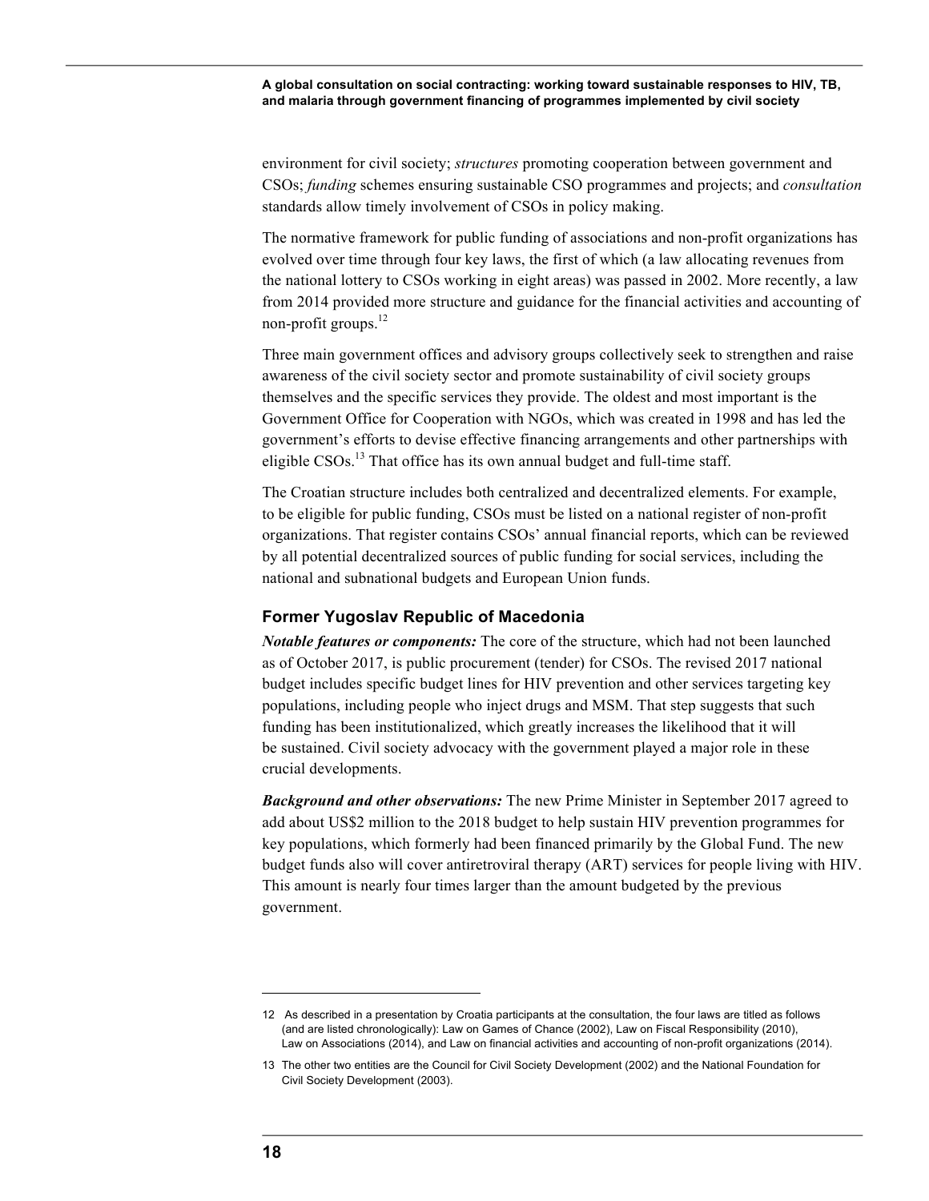environment for civil society; *structures* promoting cooperation between government and CSOs; *funding* schemes ensuring sustainable CSO programmes and projects; and *consultation* standards allow timely involvement of CSOs in policy making.

The normative framework for public funding of associations and non-profit organizations has evolved over time through four key laws, the first of which (a law allocating revenues from the national lottery to CSOs working in eight areas) was passed in 2002. More recently, a law from 2014 provided more structure and guidance for the financial activities and accounting of non-profit groups.[12]

Three main government offices and advisory groups collectively seek to strengthen and raise awareness of the civil society sector and promote sustainability of civil society groups themselves and the specific services they provide. The oldest and most important is the Government Office for Cooperation with NGOs, which was created in 1998 and has led the government's efforts to devise effective financing arrangements and other partnerships with eligible CSOs.[13] That office has its own annual budget and full-time staff.

The Croatian structure includes both centralized and decentralized elements. For example, to be eligible for public funding, CSOs must be listed on a national register of non-profit organizations. That register contains CSOs' annual financial reports, which can be reviewed by all potential decentralized sources of public funding for social services, including the national and subnational budgets and European Union funds.

### Former Yugoslav Republic of Macedonia

***Notable features or components:*** The core of the structure, which had not been launched as of October 2017, is public procurement (tender) for CSOs. The revised 2017 national budget includes specific budget lines for HIV prevention and other services targeting key populations, including people who inject drugs and MSM. That step suggests that such funding has been institutionalized, which greatly increases the likelihood that it will be sustained. Civil society advocacy with the government played a major role in these crucial developments.

***Background and other observations:*** The new Prime Minister in September 2017 agreed to add about US$2 million to the 2018 budget to help sustain HIV prevention programmes for key populations, which formerly had been financed primarily by the Global Fund. The new budget funds also will cover antiretroviral therapy (ART) services for people living with HIV. This amount is nearly four times larger than the amount budgeted by the previous government.

---

12 As described in a presentation by Croatia participants at the consultation, the four laws are titled as follows (and are listed chronologically): Law on Games of Chance (2002), Law on Fiscal Responsibility (2010), Law on Associations (2014), and Law on financial activities and accounting of non-profit organizations (2014).

13 The other two entities are the Council for Civil Society Development (2002) and the National Foundation for Civil Society Development (2003).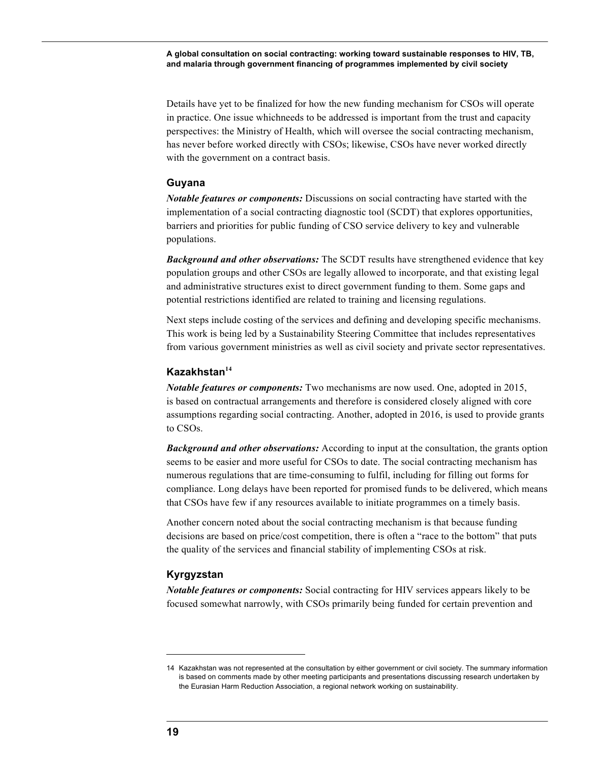Details have yet to be finalized for how the new funding mechanism for CSOs will operate in practice. One issue whichneeds to be addressed is important from the trust and capacity perspectives: the Ministry of Health, which will oversee the social contracting mechanism, has never before worked directly with CSOs; likewise, CSOs have never worked directly with the government on a contract basis.

### Guyana

***Notable features or components:*** Discussions on social contracting have started with the implementation of a social contracting diagnostic tool (SCDT) that explores opportunities, barriers and priorities for public funding of CSO service delivery to key and vulnerable populations.

***Background and other observations:*** The SCDT results have strengthened evidence that key population groups and other CSOs are legally allowed to incorporate, and that existing legal and administrative structures exist to direct government funding to them. Some gaps and potential restrictions identified are related to training and licensing regulations.

Next steps include costing of the services and defining and developing specific mechanisms. This work is being led by a Sustainability Steering Committee that includes representatives from various government ministries as well as civil society and private sector representatives.

### Kazakhstan[14]

***Notable features or components:*** Two mechanisms are now used. One, adopted in 2015, is based on contractual arrangements and therefore is considered closely aligned with core assumptions regarding social contracting. Another, adopted in 2016, is used to provide grants to CSOs.

***Background and other observations:*** According to input at the consultation, the grants option seems to be easier and more useful for CSOs to date. The social contracting mechanism has numerous regulations that are time-consuming to fulfil, including for filling out forms for compliance. Long delays have been reported for promised funds to be delivered, which means that CSOs have few if any resources available to initiate programmes on a timely basis.

Another concern noted about the social contracting mechanism is that because funding decisions are based on price/cost competition, there is often a "race to the bottom" that puts the quality of the services and financial stability of implementing CSOs at risk.

### Kyrgyzstan

***Notable features or components:*** Social contracting for HIV services appears likely to be focused somewhat narrowly, with CSOs primarily being funded for certain prevention and

---

14 Kazakhstan was not represented at the consultation by either government or civil society. The summary information is based on comments made by other meeting participants and presentations discussing research undertaken by the Eurasian Harm Reduction Association, a regional network working on sustainability.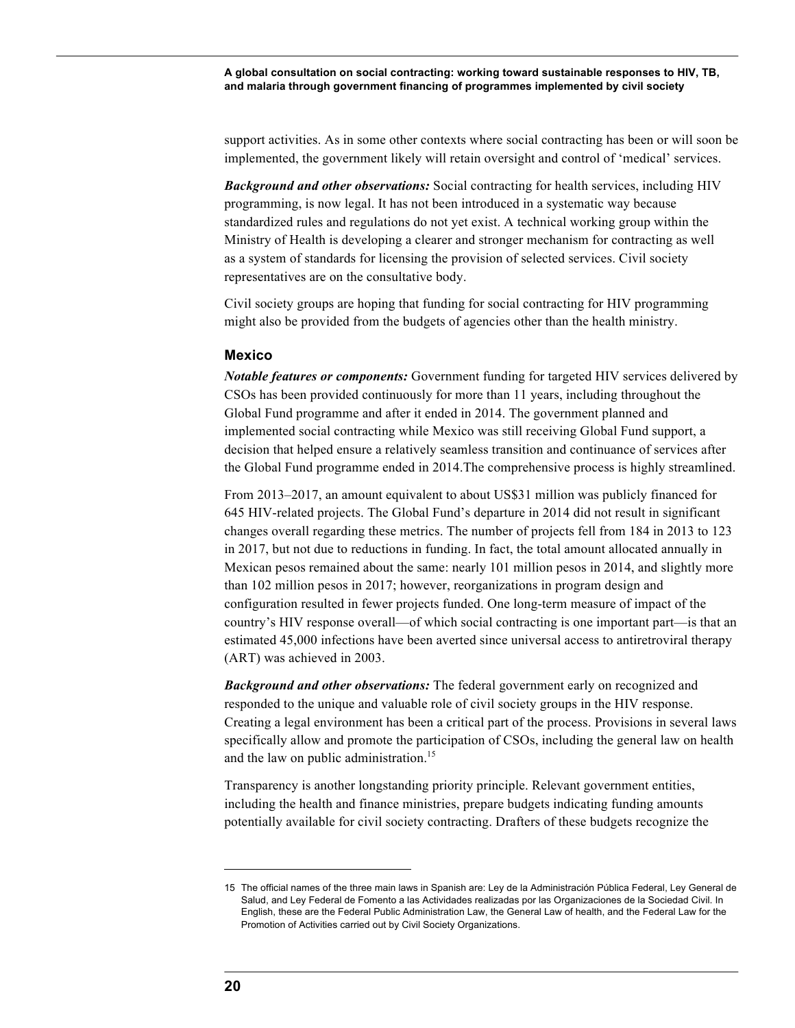support activities. As in some other contexts where social contracting has been or will soon be implemented, the government likely will retain oversight and control of 'medical' services.

***Background and other observations:*** Social contracting for health services, including HIV programming, is now legal. It has not been introduced in a systematic way because standardized rules and regulations do not yet exist. A technical working group within the Ministry of Health is developing a clearer and stronger mechanism for contracting as well as a system of standards for licensing the provision of selected services. Civil society representatives are on the consultative body.

Civil society groups are hoping that funding for social contracting for HIV programming might also be provided from the budgets of agencies other than the health ministry.

### Mexico

***Notable features or components:*** Government funding for targeted HIV services delivered by CSOs has been provided continuously for more than 11 years, including throughout the Global Fund programme and after it ended in 2014. The government planned and implemented social contracting while Mexico was still receiving Global Fund support, a decision that helped ensure a relatively seamless transition and continuance of services after the Global Fund programme ended in 2014.The comprehensive process is highly streamlined.

From 2013–2017, an amount equivalent to about US$31 million was publicly financed for 645 HIV-related projects. The Global Fund's departure in 2014 did not result in significant changes overall regarding these metrics. The number of projects fell from 184 in 2013 to 123 in 2017, but not due to reductions in funding. In fact, the total amount allocated annually in Mexican pesos remained about the same: nearly 101 million pesos in 2014, and slightly more than 102 million pesos in 2017; however, reorganizations in program design and configuration resulted in fewer projects funded. One long-term measure of impact of the country's HIV response overall—of which social contracting is one important part—is that an estimated 45,000 infections have been averted since universal access to antiretroviral therapy (ART) was achieved in 2003.

***Background and other observations:*** The federal government early on recognized and responded to the unique and valuable role of civil society groups in the HIV response. Creating a legal environment has been a critical part of the process. Provisions in several laws specifically allow and promote the participation of CSOs, including the general law on health and the law on public administration.[15]

Transparency is another longstanding priority principle. Relevant government entities, including the health and finance ministries, prepare budgets indicating funding amounts potentially available for civil society contracting. Drafters of these budgets recognize the

---

15 The official names of the three main laws in Spanish are: Ley de la Administración Pública Federal, Ley General de Salud, and Ley Federal de Fomento a las Actividades realizadas por las Organizaciones de la Sociedad Civil. In English, these are the Federal Public Administration Law, the General Law of health, and the Federal Law for the Promotion of Activities carried out by Civil Society Organizations.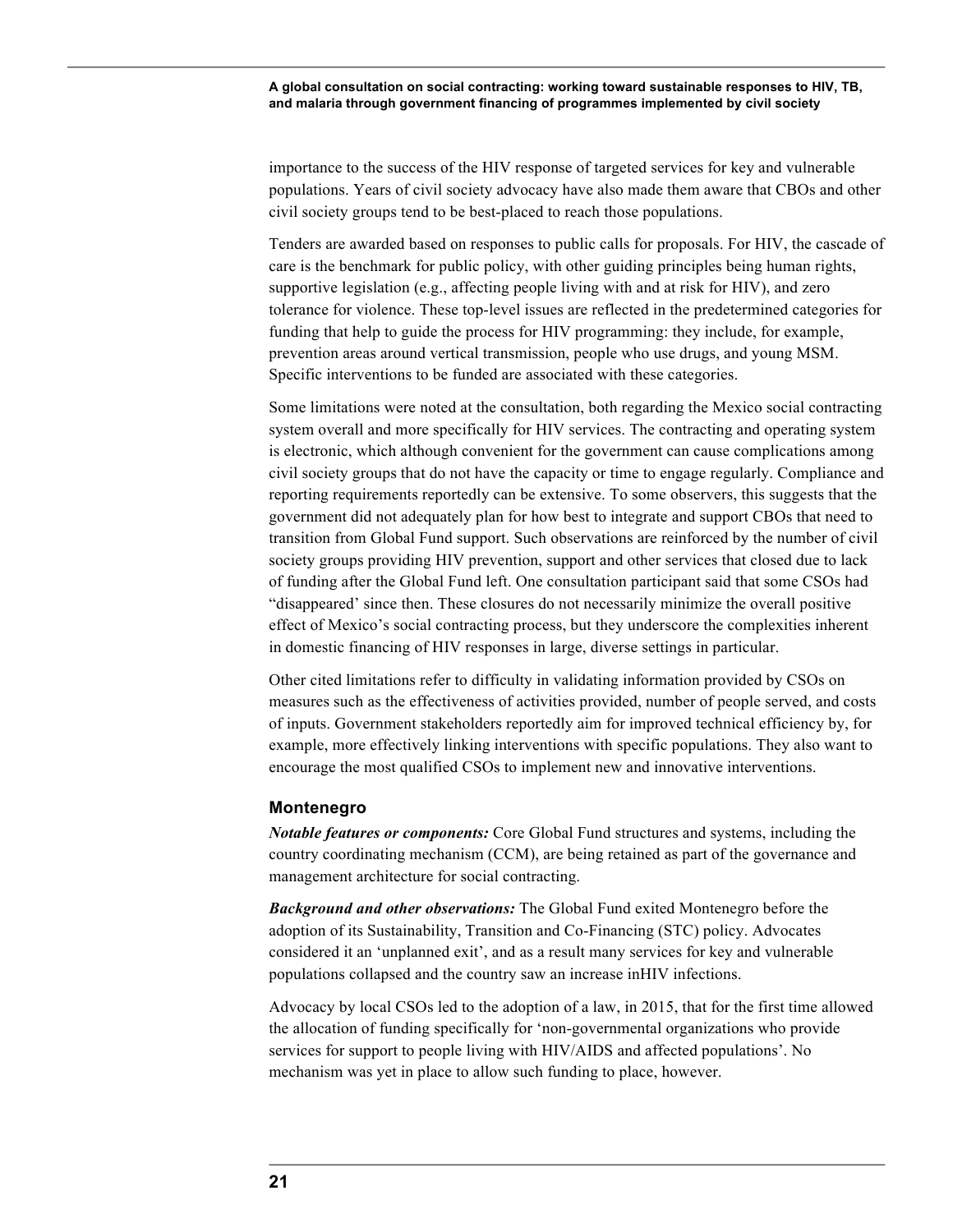importance to the success of the HIV response of targeted services for key and vulnerable populations. Years of civil society advocacy have also made them aware that CBOs and other civil society groups tend to be best-placed to reach those populations.

Tenders are awarded based on responses to public calls for proposals. For HIV, the cascade of care is the benchmark for public policy, with other guiding principles being human rights, supportive legislation (e.g., affecting people living with and at risk for HIV), and zero tolerance for violence. These top-level issues are reflected in the predetermined categories for funding that help to guide the process for HIV programming: they include, for example, prevention areas around vertical transmission, people who use drugs, and young MSM. Specific interventions to be funded are associated with these categories.

Some limitations were noted at the consultation, both regarding the Mexico social contracting system overall and more specifically for HIV services. The contracting and operating system is electronic, which although convenient for the government can cause complications among civil society groups that do not have the capacity or time to engage regularly. Compliance and reporting requirements reportedly can be extensive. To some observers, this suggests that the government did not adequately plan for how best to integrate and support CBOs that need to transition from Global Fund support. Such observations are reinforced by the number of civil society groups providing HIV prevention, support and other services that closed due to lack of funding after the Global Fund left. One consultation participant said that some CSOs had "disappeared' since then. These closures do not necessarily minimize the overall positive effect of Mexico's social contracting process, but they underscore the complexities inherent in domestic financing of HIV responses in large, diverse settings in particular.

Other cited limitations refer to difficulty in validating information provided by CSOs on measures such as the effectiveness of activities provided, number of people served, and costs of inputs. Government stakeholders reportedly aim for improved technical efficiency by, for example, more effectively linking interventions with specific populations. They also want to encourage the most qualified CSOs to implement new and innovative interventions.

### Montenegro

***Notable features or components:*** Core Global Fund structures and systems, including the country coordinating mechanism (CCM), are being retained as part of the governance and management architecture for social contracting.

***Background and other observations:*** The Global Fund exited Montenegro before the adoption of its Sustainability, Transition and Co-Financing (STC) policy. Advocates considered it an 'unplanned exit', and as a result many services for key and vulnerable populations collapsed and the country saw an increase inHIV infections.

Advocacy by local CSOs led to the adoption of a law, in 2015, that for the first time allowed the allocation of funding specifically for 'non-governmental organizations who provide services for support to people living with HIV/AIDS and affected populations'. No mechanism was yet in place to allow such funding to place, however.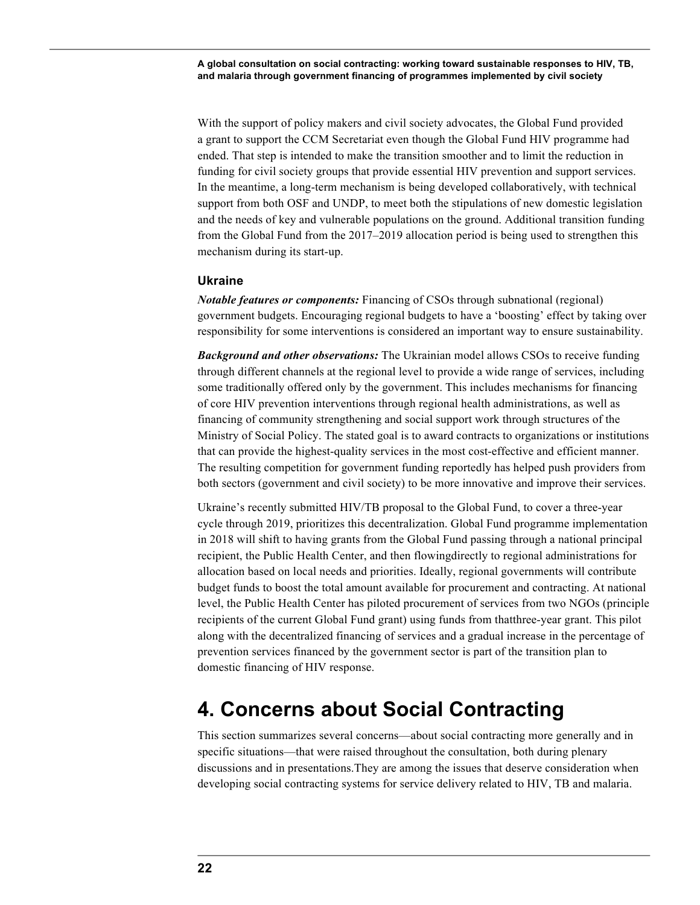With the support of policy makers and civil society advocates, the Global Fund provided a grant to support the CCM Secretariat even though the Global Fund HIV programme had ended. That step is intended to make the transition smoother and to limit the reduction in funding for civil society groups that provide essential HIV prevention and support services. In the meantime, a long-term mechanism is being developed collaboratively, with technical support from both OSF and UNDP, to meet both the stipulations of new domestic legislation and the needs of key and vulnerable populations on the ground. Additional transition funding from the Global Fund from the 2017–2019 allocation period is being used to strengthen this mechanism during its start-up.

### Ukraine

***Notable features or components:*** Financing of CSOs through subnational (regional) government budgets. Encouraging regional budgets to have a 'boosting' effect by taking over responsibility for some interventions is considered an important way to ensure sustainability.

***Background and other observations:*** The Ukrainian model allows CSOs to receive funding through different channels at the regional level to provide a wide range of services, including some traditionally offered only by the government. This includes mechanisms for financing of core HIV prevention interventions through regional health administrations, as well as financing of community strengthening and social support work through structures of the Ministry of Social Policy. The stated goal is to award contracts to organizations or institutions that can provide the highest-quality services in the most cost-effective and efficient manner. The resulting competition for government funding reportedly has helped push providers from both sectors (government and civil society) to be more innovative and improve their services.

Ukraine's recently submitted HIV/TB proposal to the Global Fund, to cover a three-year cycle through 2019, prioritizes this decentralization. Global Fund programme implementation in 2018 will shift to having grants from the Global Fund passing through a national principal recipient, the Public Health Center, and then flowingdirectly to regional administrations for allocation based on local needs and priorities. Ideally, regional governments will contribute budget funds to boost the total amount available for procurement and contracting. At national level, the Public Health Center has piloted procurement of services from two NGOs (principle recipients of the current Global Fund grant) using funds from thatthree-year grant. This pilot along with the decentralized financing of services and a gradual increase in the percentage of prevention services financed by the government sector is part of the transition plan to domestic financing of HIV response.

# 4. Concerns about Social Contracting

This section summarizes several concerns—about social contracting more generally and in specific situations—that were raised throughout the consultation, both during plenary discussions and in presentations.They are among the issues that deserve consideration when developing social contracting systems for service delivery related to HIV, TB and malaria.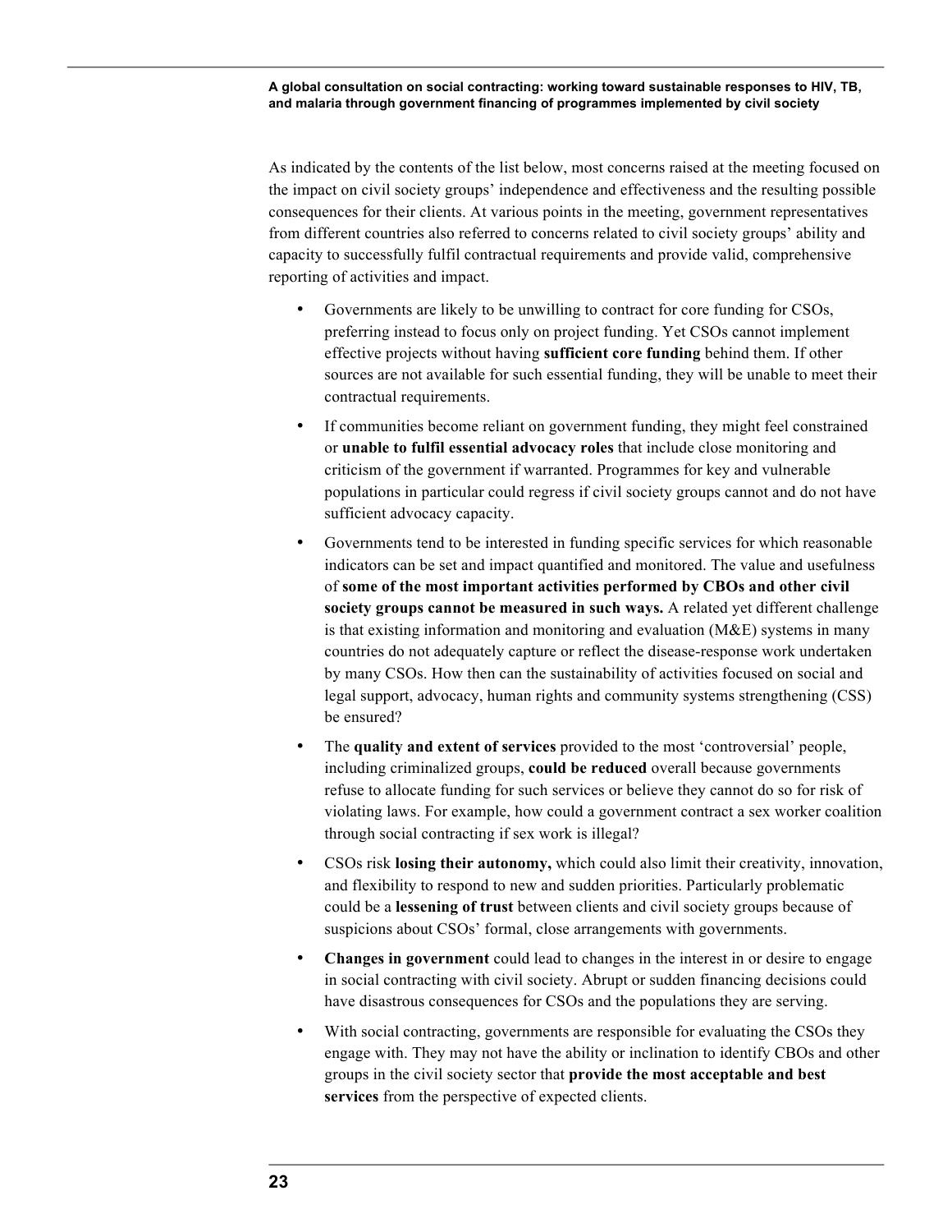As indicated by the contents of the list below, most concerns raised at the meeting focused on the impact on civil society groups' independence and effectiveness and the resulting possible consequences for their clients. At various points in the meeting, government representatives from different countries also referred to concerns related to civil society groups' ability and capacity to successfully fulfil contractual requirements and provide valid, comprehensive reporting of activities and impact.

- Governments are likely to be unwilling to contract for core funding for CSOs, preferring instead to focus only on project funding. Yet CSOs cannot implement effective projects without having **sufficient core funding** behind them. If other sources are not available for such essential funding, they will be unable to meet their contractual requirements.
- If communities become reliant on government funding, they might feel constrained or **unable to fulfil essential advocacy roles** that include close monitoring and criticism of the government if warranted. Programmes for key and vulnerable populations in particular could regress if civil society groups cannot and do not have sufficient advocacy capacity.
- Governments tend to be interested in funding specific services for which reasonable indicators can be set and impact quantified and monitored. The value and usefulness of **some of the most important activities performed by CBOs and other civil society groups cannot be measured in such ways.** A related yet different challenge is that existing information and monitoring and evaluation (M&E) systems in many countries do not adequately capture or reflect the disease-response work undertaken by many CSOs. How then can the sustainability of activities focused on social and legal support, advocacy, human rights and community systems strengthening (CSS) be ensured?
- The **quality and extent of services** provided to the most 'controversial' people, including criminalized groups, **could be reduced** overall because governments refuse to allocate funding for such services or believe they cannot do so for risk of violating laws. For example, how could a government contract a sex worker coalition through social contracting if sex work is illegal?
- CSOs risk **losing their autonomy,** which could also limit their creativity, innovation, and flexibility to respond to new and sudden priorities. Particularly problematic could be a **lessening of trust** between clients and civil society groups because of suspicions about CSOs' formal, close arrangements with governments.
- **Changes in government** could lead to changes in the interest in or desire to engage in social contracting with civil society. Abrupt or sudden financing decisions could have disastrous consequences for CSOs and the populations they are serving.
- With social contracting, governments are responsible for evaluating the CSOs they engage with. They may not have the ability or inclination to identify CBOs and other groups in the civil society sector that **provide the most acceptable and best services** from the perspective of expected clients.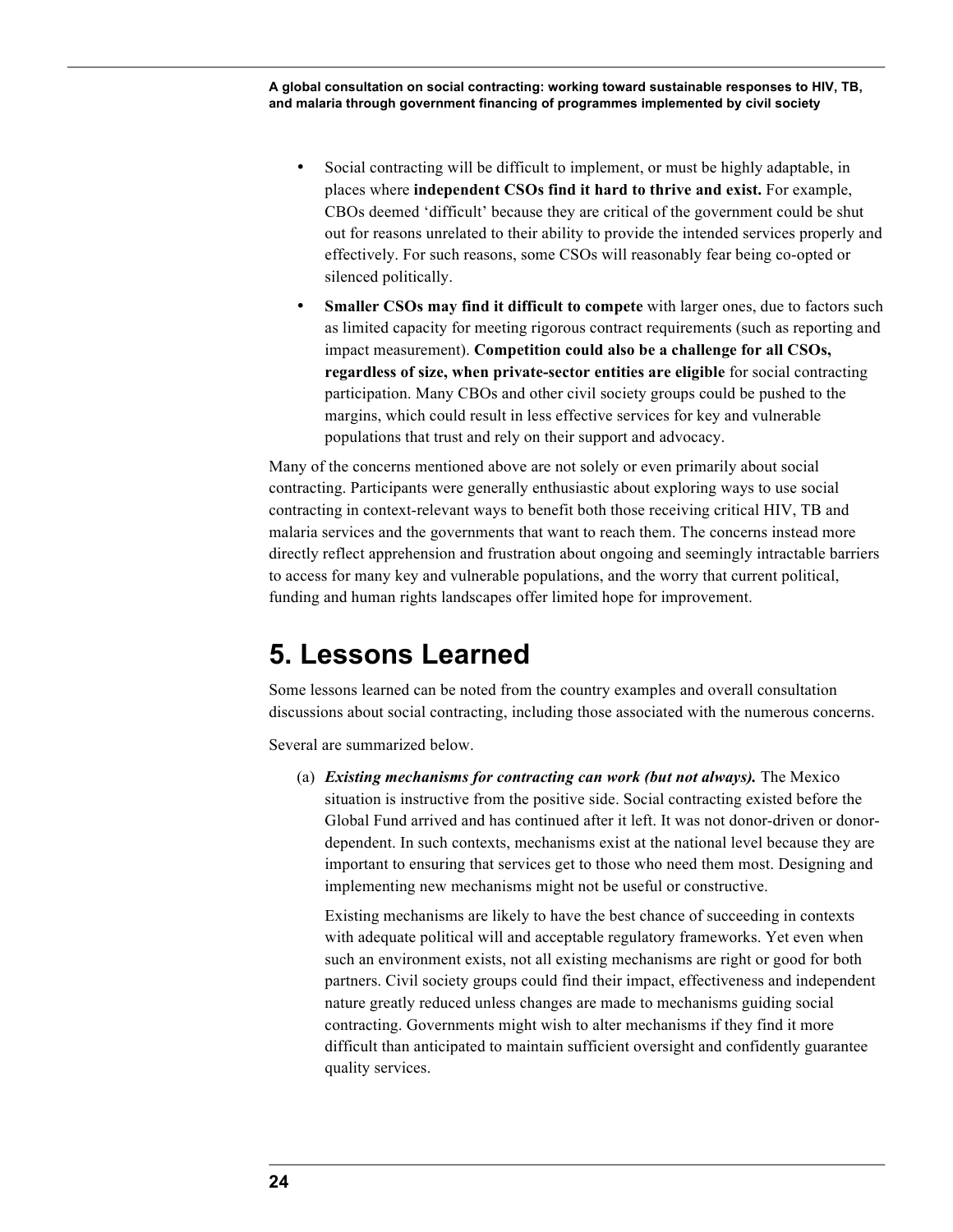- Social contracting will be difficult to implement, or must be highly adaptable, in places where **independent CSOs find it hard to thrive and exist.** For example, CBOs deemed 'difficult' because they are critical of the government could be shut out for reasons unrelated to their ability to provide the intended services properly and effectively. For such reasons, some CSOs will reasonably fear being co-opted or silenced politically.
- **Smaller CSOs may find it difficult to compete** with larger ones, due to factors such as limited capacity for meeting rigorous contract requirements (such as reporting and impact measurement). **Competition could also be a challenge for all CSOs, regardless of size, when private-sector entities are eligible** for social contracting participation. Many CBOs and other civil society groups could be pushed to the margins, which could result in less effective services for key and vulnerable populations that trust and rely on their support and advocacy.

Many of the concerns mentioned above are not solely or even primarily about social contracting. Participants were generally enthusiastic about exploring ways to use social contracting in context-relevant ways to benefit both those receiving critical HIV, TB and malaria services and the governments that want to reach them. The concerns instead more directly reflect apprehension and frustration about ongoing and seemingly intractable barriers to access for many key and vulnerable populations, and the worry that current political, funding and human rights landscapes offer limited hope for improvement.

# 5. Lessons Learned

Some lessons learned can be noted from the country examples and overall consultation discussions about social contracting, including those associated with the numerous concerns.

Several are summarized below.

(a) ***Existing mechanisms for contracting can work (but not always).*** The Mexico situation is instructive from the positive side. Social contracting existed before the Global Fund arrived and has continued after it left. It was not donor-driven or donor-dependent. In such contexts, mechanisms exist at the national level because they are important to ensuring that services get to those who need them most. Designing and implementing new mechanisms might not be useful or constructive.

Existing mechanisms are likely to have the best chance of succeeding in contexts with adequate political will and acceptable regulatory frameworks. Yet even when such an environment exists, not all existing mechanisms are right or good for both partners. Civil society groups could find their impact, effectiveness and independent nature greatly reduced unless changes are made to mechanisms guiding social contracting. Governments might wish to alter mechanisms if they find it more difficult than anticipated to maintain sufficient oversight and confidently guarantee quality services.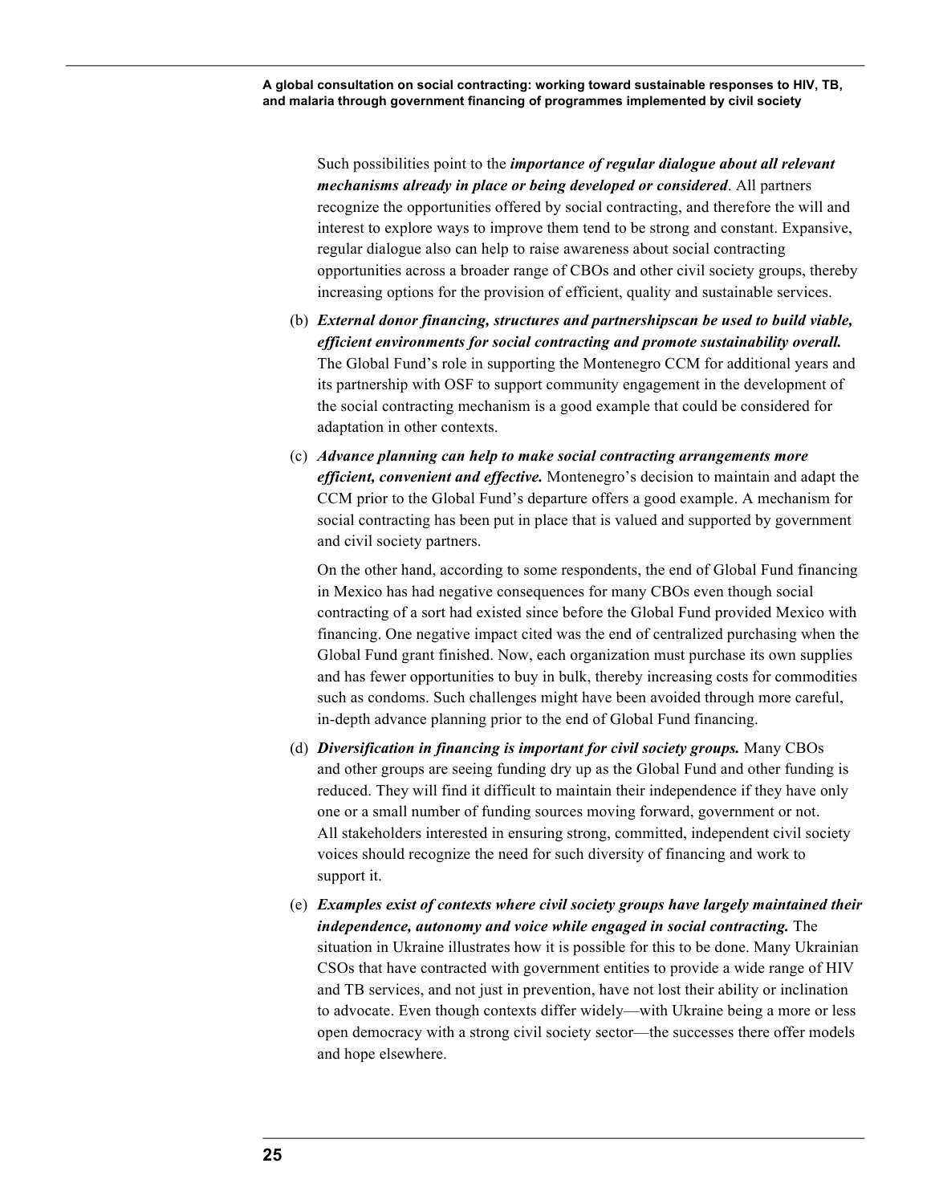Such possibilities point to the ***importance of regular dialogue about all relevant mechanisms already in place or being developed or considered***. All partners recognize the opportunities offered by social contracting, and therefore the will and interest to explore ways to improve them tend to be strong and constant. Expansive, regular dialogue also can help to raise awareness about social contracting opportunities across a broader range of CBOs and other civil society groups, thereby increasing options for the provision of efficient, quality and sustainable services.

(b) ***External donor financing, structures and partnershipscan be used to build viable, efficient environments for social contracting and promote sustainability overall.*** The Global Fund's role in supporting the Montenegro CCM for additional years and its partnership with OSF to support community engagement in the development of the social contracting mechanism is a good example that could be considered for adaptation in other contexts.

(c) ***Advance planning can help to make social contracting arrangements more efficient, convenient and effective.*** Montenegro's decision to maintain and adapt the CCM prior to the Global Fund's departure offers a good example. A mechanism for social contracting has been put in place that is valued and supported by government and civil society partners.

On the other hand, according to some respondents, the end of Global Fund financing in Mexico has had negative consequences for many CBOs even though social contracting of a sort had existed since before the Global Fund provided Mexico with financing. One negative impact cited was the end of centralized purchasing when the Global Fund grant finished. Now, each organization must purchase its own supplies and has fewer opportunities to buy in bulk, thereby increasing costs for commodities such as condoms. Such challenges might have been avoided through more careful, in-depth advance planning prior to the end of Global Fund financing.

(d) ***Diversification in financing is important for civil society groups.*** Many CBOs and other groups are seeing funding dry up as the Global Fund and other funding is reduced. They will find it difficult to maintain their independence if they have only one or a small number of funding sources moving forward, government or not. All stakeholders interested in ensuring strong, committed, independent civil society voices should recognize the need for such diversity of financing and work to support it.

(e) ***Examples exist of contexts where civil society groups have largely maintained their independence, autonomy and voice while engaged in social contracting.*** The situation in Ukraine illustrates how it is possible for this to be done. Many Ukrainian CSOs that have contracted with government entities to provide a wide range of HIV and TB services, and not just in prevention, have not lost their ability or inclination to advocate. Even though contexts differ widely—with Ukraine being a more or less open democracy with a strong civil society sector—the successes there offer models and hope elsewhere.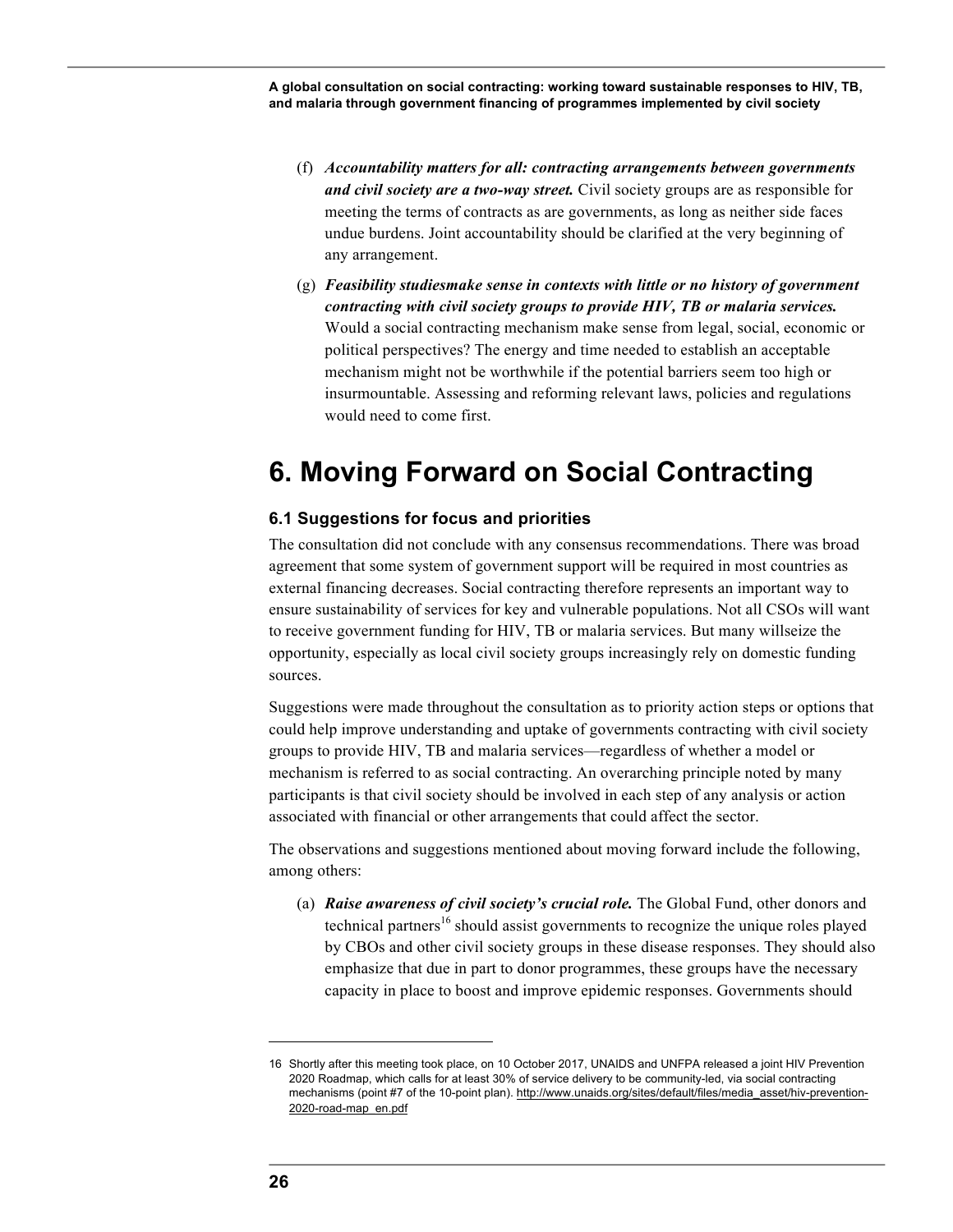(f) ***Accountability matters for all: contracting arrangements between governments and civil society are a two-way street.*** Civil society groups are as responsible for meeting the terms of contracts as are governments, as long as neither side faces undue burdens. Joint accountability should be clarified at the very beginning of any arrangement.

(g) ***Feasibility studiesmake sense in contexts with little or no history of government contracting with civil society groups to provide HIV, TB or malaria services.*** Would a social contracting mechanism make sense from legal, social, economic or political perspectives? The energy and time needed to establish an acceptable mechanism might not be worthwhile if the potential barriers seem too high or insurmountable. Assessing and reforming relevant laws, policies and regulations would need to come first.

# 6. Moving Forward on Social Contracting

### 6.1 Suggestions for focus and priorities

The consultation did not conclude with any consensus recommendations. There was broad agreement that some system of government support will be required in most countries as external financing decreases. Social contracting therefore represents an important way to ensure sustainability of services for key and vulnerable populations. Not all CSOs will want to receive government funding for HIV, TB or malaria services. But many willseize the opportunity, especially as local civil society groups increasingly rely on domestic funding sources.

Suggestions were made throughout the consultation as to priority action steps or options that could help improve understanding and uptake of governments contracting with civil society groups to provide HIV, TB and malaria services—regardless of whether a model or mechanism is referred to as social contracting. An overarching principle noted by many participants is that civil society should be involved in each step of any analysis or action associated with financial or other arrangements that could affect the sector.

The observations and suggestions mentioned about moving forward include the following, among others:

(a) ***Raise awareness of civil society's crucial role.*** The Global Fund, other donors and technical partners[16] should assist governments to recognize the unique roles played by CBOs and other civil society groups in these disease responses. They should also emphasize that due in part to donor programmes, these groups have the necessary capacity in place to boost and improve epidemic responses. Governments should

16 Shortly after this meeting took place, on 10 October 2017, UNAIDS and UNFPA released a joint HIV Prevention 2020 Roadmap, which calls for at least 30% of service delivery to be community-led, via social contracting mechanisms (point #7 of the 10-point plan). http://www.unaids.org/sites/default/files/media_asset/hiv-prevention-2020-road-map_en.pdf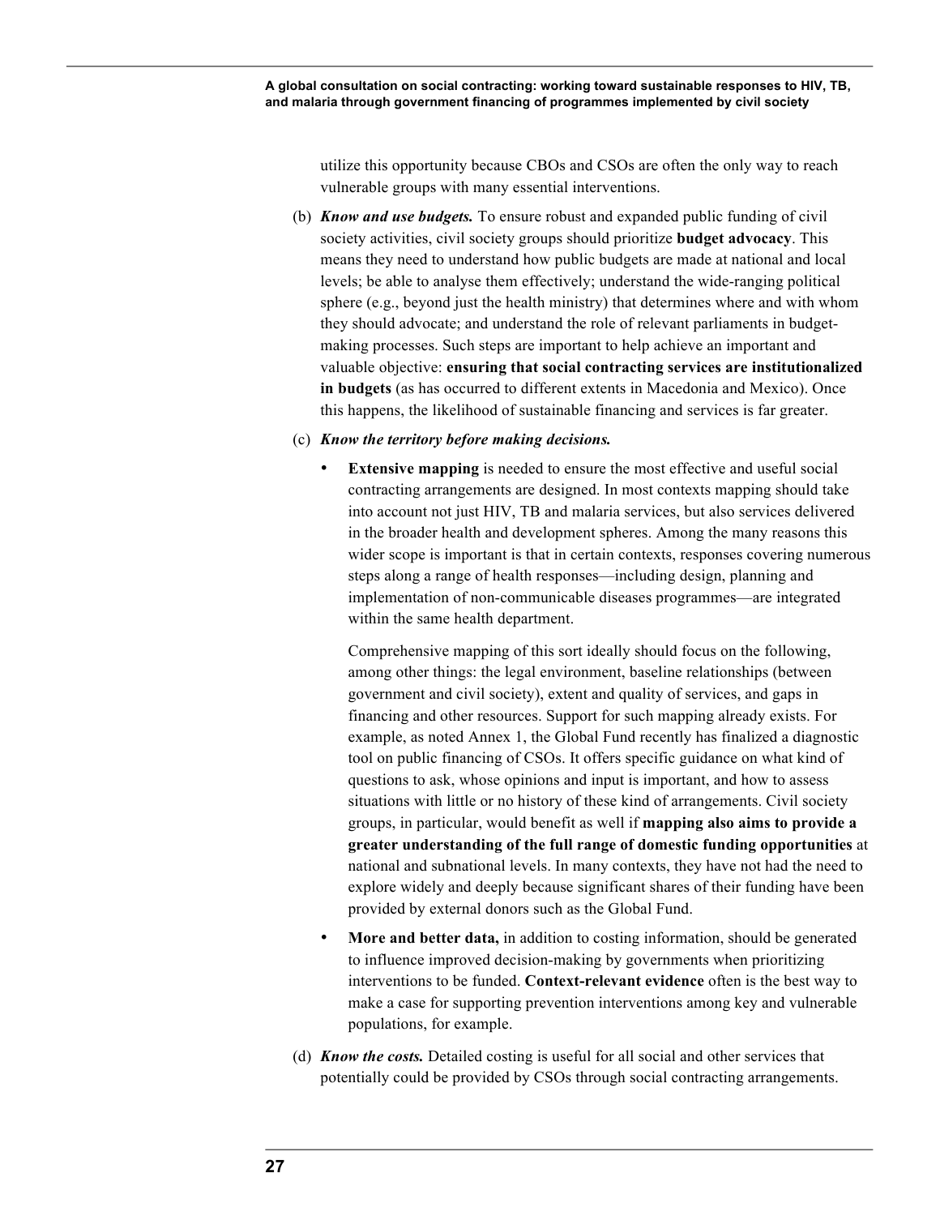utilize this opportunity because CBOs and CSOs are often the only way to reach vulnerable groups with many essential interventions.

(b) ***Know and use budgets.*** To ensure robust and expanded public funding of civil society activities, civil society groups should prioritize **budget advocacy**. This means they need to understand how public budgets are made at national and local levels; be able to analyse them effectively; understand the wide-ranging political sphere (e.g., beyond just the health ministry) that determines where and with whom they should advocate; and understand the role of relevant parliaments in budget-making processes. Such steps are important to help achieve an important and valuable objective: **ensuring that social contracting services are institutionalized in budgets** (as has occurred to different extents in Macedonia and Mexico). Once this happens, the likelihood of sustainable financing and services is far greater.

(c) ***Know the territory before making decisions.***

- **Extensive mapping** is needed to ensure the most effective and useful social contracting arrangements are designed. In most contexts mapping should take into account not just HIV, TB and malaria services, but also services delivered in the broader health and development spheres. Among the many reasons this wider scope is important is that in certain contexts, responses covering numerous steps along a range of health responses—including design, planning and implementation of non-communicable diseases programmes—are integrated within the same health department.

  Comprehensive mapping of this sort ideally should focus on the following, among other things: the legal environment, baseline relationships (between government and civil society), extent and quality of services, and gaps in financing and other resources. Support for such mapping already exists. For example, as noted Annex 1, the Global Fund recently has finalized a diagnostic tool on public financing of CSOs. It offers specific guidance on what kind of questions to ask, whose opinions and input is important, and how to assess situations with little or no history of these kind of arrangements. Civil society groups, in particular, would benefit as well if **mapping also aims to provide a greater understanding of the full range of domestic funding opportunities** at national and subnational levels. In many contexts, they have not had the need to explore widely and deeply because significant shares of their funding have been provided by external donors such as the Global Fund.

- **More and better data,** in addition to costing information, should be generated to influence improved decision-making by governments when prioritizing interventions to be funded. **Context-relevant evidence** often is the best way to make a case for supporting prevention interventions among key and vulnerable populations, for example.

(d) ***Know the costs.*** Detailed costing is useful for all social and other services that potentially could be provided by CSOs through social contracting arrangements.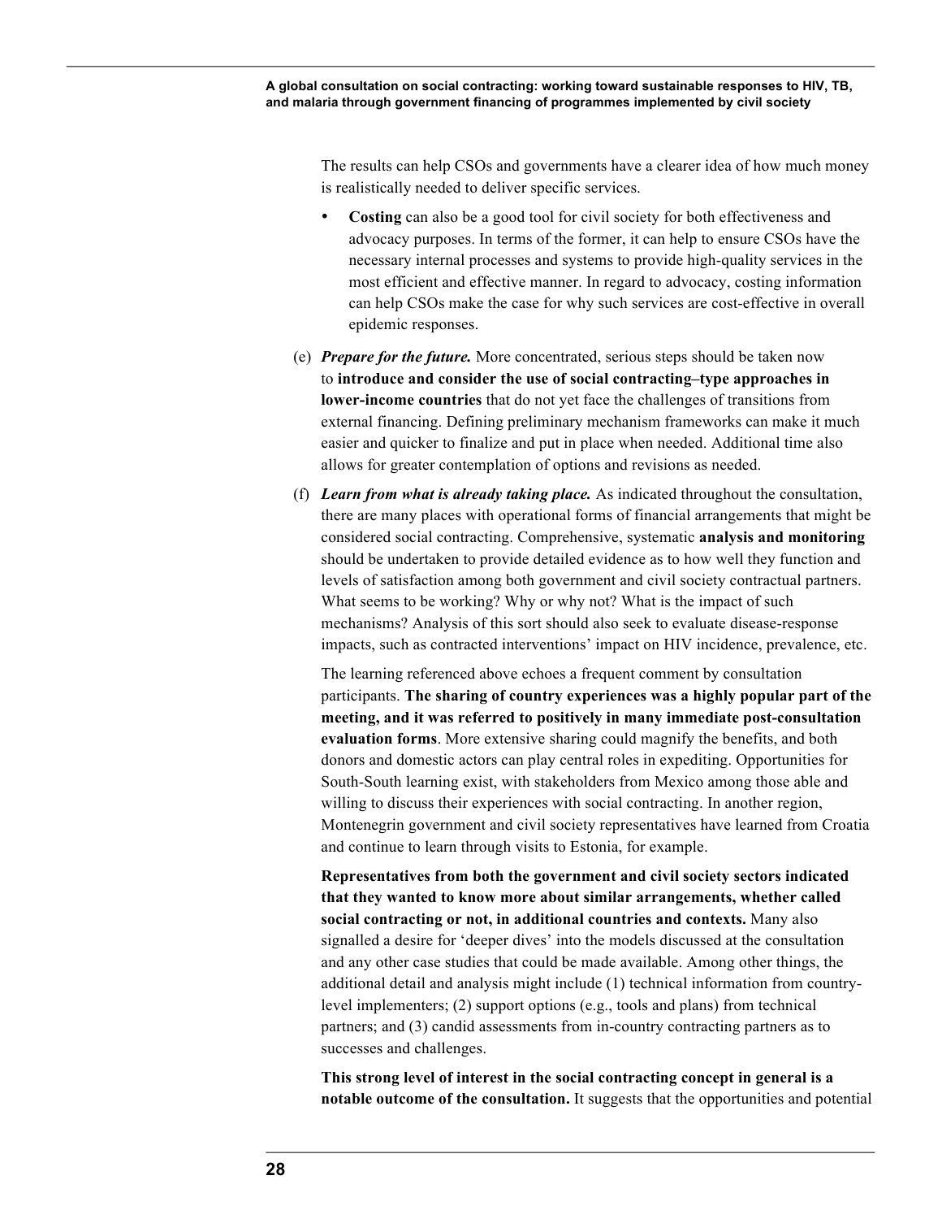The results can help CSOs and governments have a clearer idea of how much money is realistically needed to deliver specific services.

- **Costing** can also be a good tool for civil society for both effectiveness and advocacy purposes. In terms of the former, it can help to ensure CSOs have the necessary internal processes and systems to provide high-quality services in the most efficient and effective manner. In regard to advocacy, costing information can help CSOs make the case for why such services are cost-effective in overall epidemic responses.

(e) ***Prepare for the future.*** More concentrated, serious steps should be taken now to **introduce and consider the use of social contracting–type approaches in lower-income countries** that do not yet face the challenges of transitions from external financing. Defining preliminary mechanism frameworks can make it much easier and quicker to finalize and put in place when needed. Additional time also allows for greater contemplation of options and revisions as needed.

(f) ***Learn from what is already taking place.*** As indicated throughout the consultation, there are many places with operational forms of financial arrangements that might be considered social contracting. Comprehensive, systematic **analysis and monitoring** should be undertaken to provide detailed evidence as to how well they function and levels of satisfaction among both government and civil society contractual partners. What seems to be working? Why or why not? What is the impact of such mechanisms? Analysis of this sort should also seek to evaluate disease-response impacts, such as contracted interventions' impact on HIV incidence, prevalence, etc.

The learning referenced above echoes a frequent comment by consultation participants. **The sharing of country experiences was a highly popular part of the meeting, and it was referred to positively in many immediate post-consultation evaluation forms**. More extensive sharing could magnify the benefits, and both donors and domestic actors can play central roles in expediting. Opportunities for South-South learning exist, with stakeholders from Mexico among those able and willing to discuss their experiences with social contracting. In another region, Montenegrin government and civil society representatives have learned from Croatia and continue to learn through visits to Estonia, for example.

**Representatives from both the government and civil society sectors indicated that they wanted to know more about similar arrangements, whether called social contracting or not, in additional countries and contexts.** Many also signalled a desire for 'deeper dives' into the models discussed at the consultation and any other case studies that could be made available. Among other things, the additional detail and analysis might include (1) technical information from country-level implementers; (2) support options (e.g., tools and plans) from technical partners; and (3) candid assessments from in-country contracting partners as to successes and challenges.

**This strong level of interest in the social contracting concept in general is a notable outcome of the consultation.** It suggests that the opportunities and potential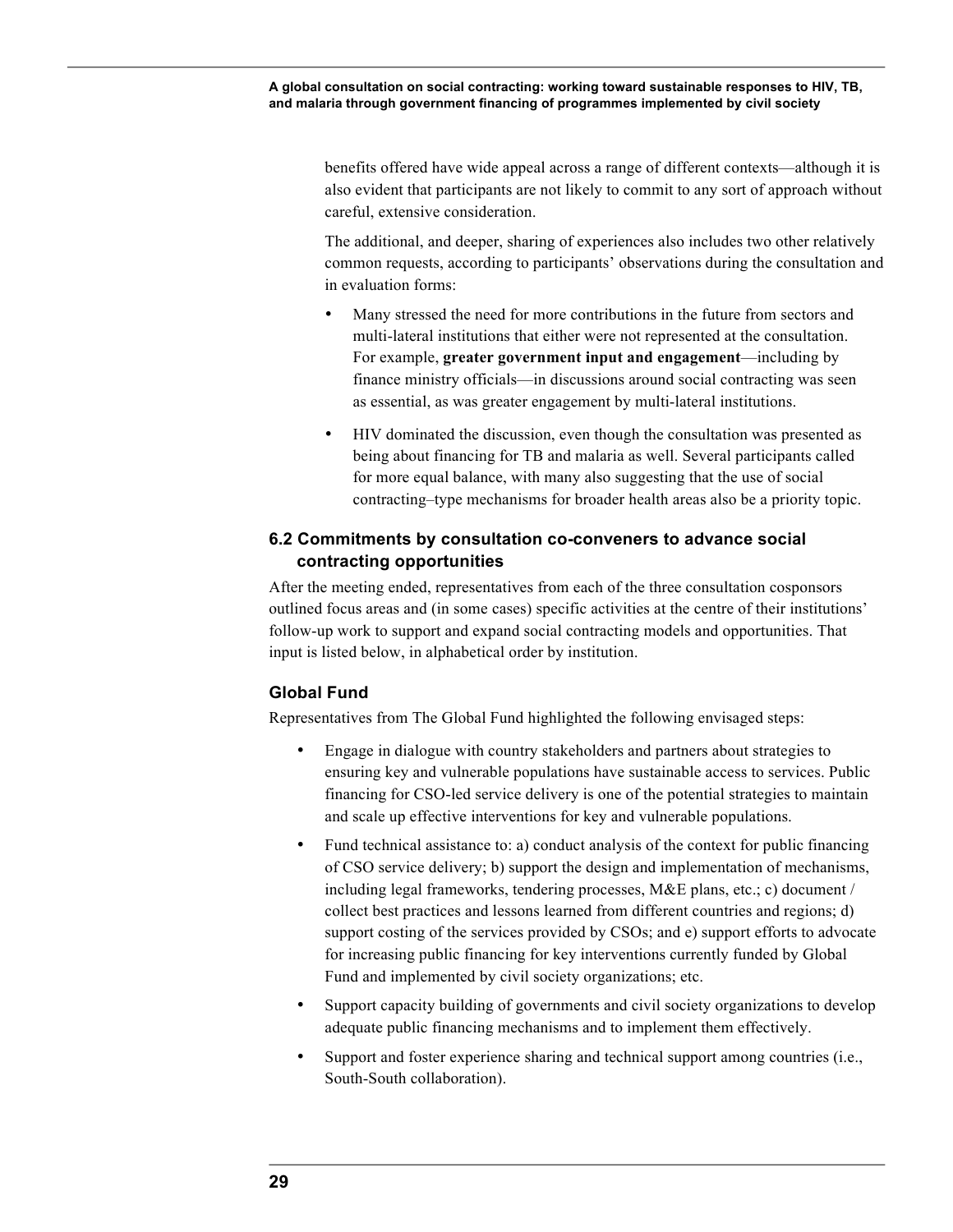benefits offered have wide appeal across a range of different contexts—although it is also evident that participants are not likely to commit to any sort of approach without careful, extensive consideration.

The additional, and deeper, sharing of experiences also includes two other relatively common requests, according to participants' observations during the consultation and in evaluation forms:

- Many stressed the need for more contributions in the future from sectors and multi-lateral institutions that either were not represented at the consultation. For example, **greater government input and engagement**—including by finance ministry officials—in discussions around social contracting was seen as essential, as was greater engagement by multi-lateral institutions.
- HIV dominated the discussion, even though the consultation was presented as being about financing for TB and malaria as well. Several participants called for more equal balance, with many also suggesting that the use of social contracting–type mechanisms for broader health areas also be a priority topic.

### 6.2 Commitments by consultation co-conveners to advance social contracting opportunities

After the meeting ended, representatives from each of the three consultation cosponsors outlined focus areas and (in some cases) specific activities at the centre of their institutions' follow-up work to support and expand social contracting models and opportunities. That input is listed below, in alphabetical order by institution.

#### Global Fund

Representatives from The Global Fund highlighted the following envisaged steps:

- Engage in dialogue with country stakeholders and partners about strategies to ensuring key and vulnerable populations have sustainable access to services. Public financing for CSO-led service delivery is one of the potential strategies to maintain and scale up effective interventions for key and vulnerable populations.
- Fund technical assistance to: a) conduct analysis of the context for public financing of CSO service delivery; b) support the design and implementation of mechanisms, including legal frameworks, tendering processes, M&E plans, etc.; c) document / collect best practices and lessons learned from different countries and regions; d) support costing of the services provided by CSOs; and e) support efforts to advocate for increasing public financing for key interventions currently funded by Global Fund and implemented by civil society organizations; etc.
- Support capacity building of governments and civil society organizations to develop adequate public financing mechanisms and to implement them effectively.
- Support and foster experience sharing and technical support among countries (i.e., South-South collaboration).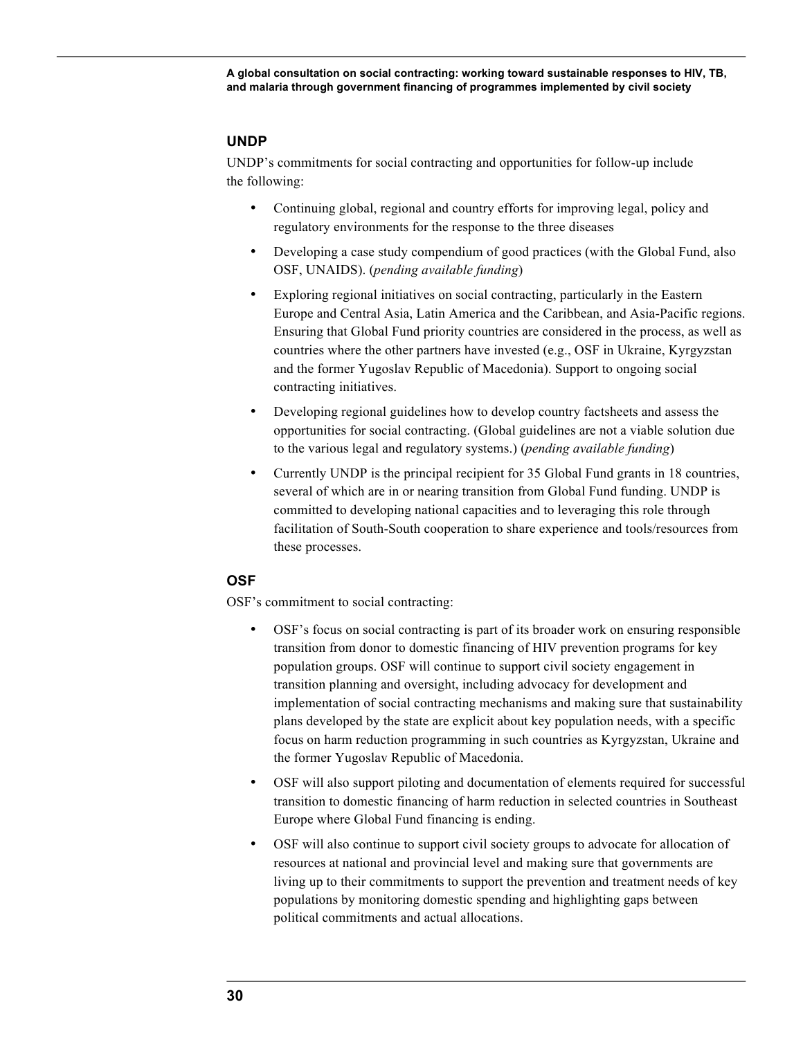### UNDP

UNDP's commitments for social contracting and opportunities for follow-up include the following:

- Continuing global, regional and country efforts for improving legal, policy and regulatory environments for the response to the three diseases
- Developing a case study compendium of good practices (with the Global Fund, also OSF, UNAIDS). (*pending available funding*)
- Exploring regional initiatives on social contracting, particularly in the Eastern Europe and Central Asia, Latin America and the Caribbean, and Asia-Pacific regions. Ensuring that Global Fund priority countries are considered in the process, as well as countries where the other partners have invested (e.g., OSF in Ukraine, Kyrgyzstan and the former Yugoslav Republic of Macedonia). Support to ongoing social contracting initiatives.
- Developing regional guidelines how to develop country factsheets and assess the opportunities for social contracting. (Global guidelines are not a viable solution due to the various legal and regulatory systems.) (*pending available funding*)
- Currently UNDP is the principal recipient for 35 Global Fund grants in 18 countries, several of which are in or nearing transition from Global Fund funding. UNDP is committed to developing national capacities and to leveraging this role through facilitation of South-South cooperation to share experience and tools/resources from these processes.

### OSF

OSF's commitment to social contracting:

- OSF's focus on social contracting is part of its broader work on ensuring responsible transition from donor to domestic financing of HIV prevention programs for key population groups. OSF will continue to support civil society engagement in transition planning and oversight, including advocacy for development and implementation of social contracting mechanisms and making sure that sustainability plans developed by the state are explicit about key population needs, with a specific focus on harm reduction programming in such countries as Kyrgyzstan, Ukraine and the former Yugoslav Republic of Macedonia.
- OSF will also support piloting and documentation of elements required for successful transition to domestic financing of harm reduction in selected countries in Southeast Europe where Global Fund financing is ending.
- OSF will also continue to support civil society groups to advocate for allocation of resources at national and provincial level and making sure that governments are living up to their commitments to support the prevention and treatment needs of key populations by monitoring domestic spending and highlighting gaps between political commitments and actual allocations.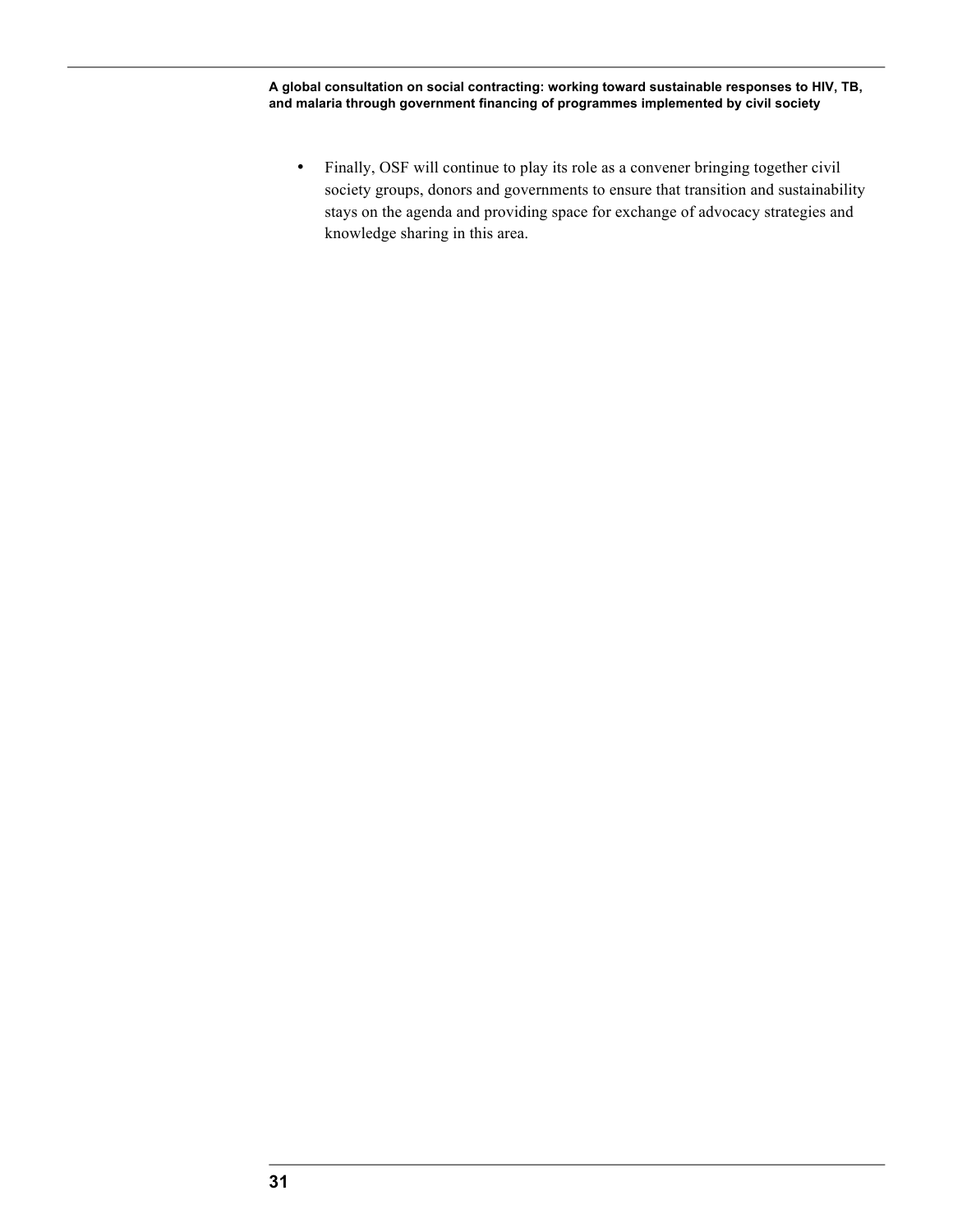- Finally, OSF will continue to play its role as a convener bringing together civil society groups, donors and governments to ensure that transition and sustainability stays on the agenda and providing space for exchange of advocacy strategies and knowledge sharing in this area.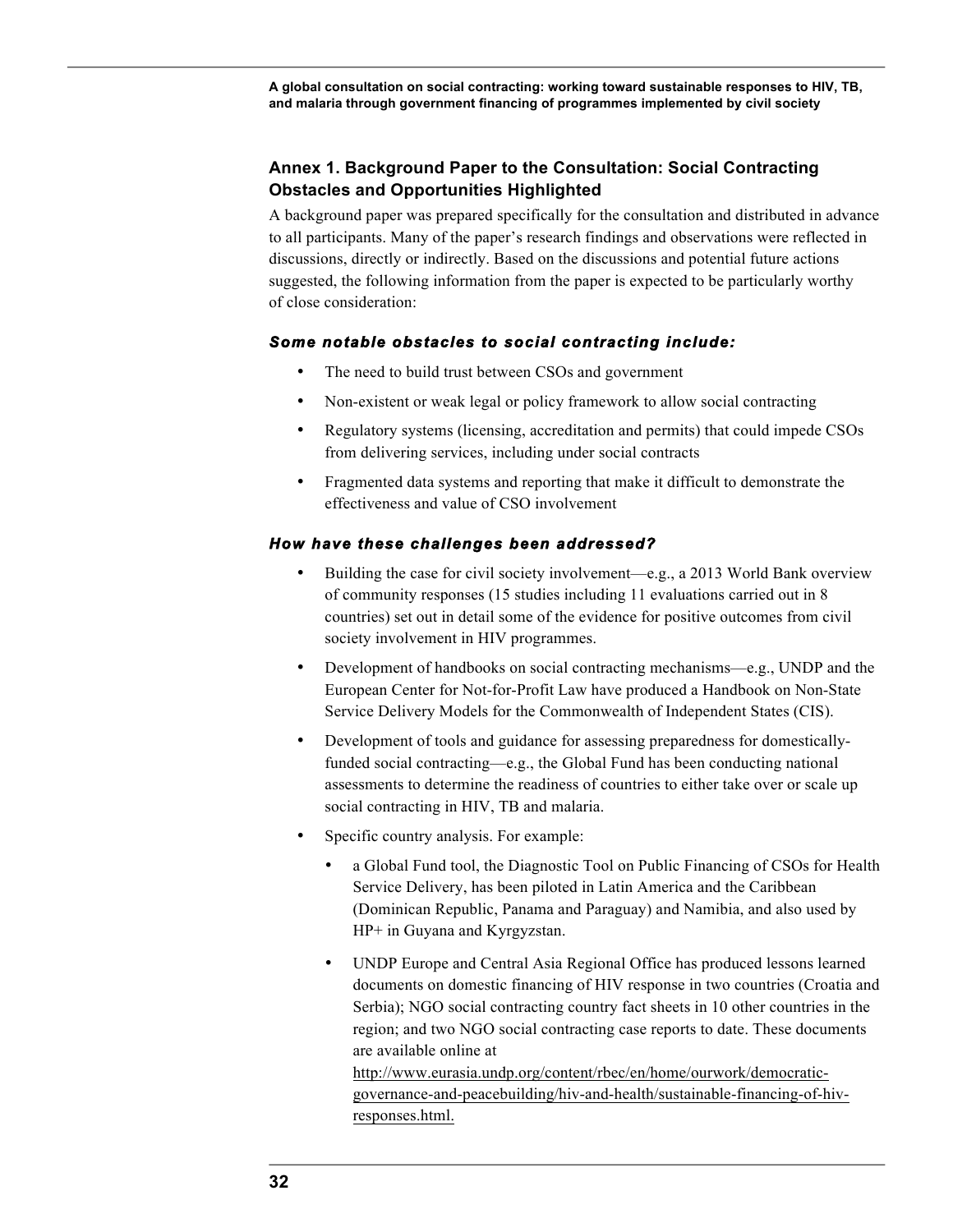## Annex 1. Background Paper to the Consultation: Social Contracting Obstacles and Opportunities Highlighted

A background paper was prepared specifically for the consultation and distributed in advance to all participants. Many of the paper's research findings and observations were reflected in discussions, directly or indirectly. Based on the discussions and potential future actions suggested, the following information from the paper is expected to be particularly worthy of close consideration:

### *Some notable obstacles to social contracting include:*

- The need to build trust between CSOs and government
- Non-existent or weak legal or policy framework to allow social contracting
- Regulatory systems (licensing, accreditation and permits) that could impede CSOs from delivering services, including under social contracts
- Fragmented data systems and reporting that make it difficult to demonstrate the effectiveness and value of CSO involvement

### *How have these challenges been addressed?*

- Building the case for civil society involvement—e.g., a 2013 World Bank overview of community responses (15 studies including 11 evaluations carried out in 8 countries) set out in detail some of the evidence for positive outcomes from civil society involvement in HIV programmes.
- Development of handbooks on social contracting mechanisms—e.g., UNDP and the European Center for Not-for-Profit Law have produced a Handbook on Non-State Service Delivery Models for the Commonwealth of Independent States (CIS).
- Development of tools and guidance for assessing preparedness for domestically-funded social contracting—e.g., the Global Fund has been conducting national assessments to determine the readiness of countries to either take over or scale up social contracting in HIV, TB and malaria.
- Specific country analysis. For example:
  - a Global Fund tool, the Diagnostic Tool on Public Financing of CSOs for Health Service Delivery, has been piloted in Latin America and the Caribbean (Dominican Republic, Panama and Paraguay) and Namibia, and also used by HP+ in Guyana and Kyrgyzstan.
  - UNDP Europe and Central Asia Regional Office has produced lessons learned documents on domestic financing of HIV response in two countries (Croatia and Serbia); NGO social contracting country fact sheets in 10 other countries in the region; and two NGO social contracting case reports to date. These documents are available online at http://www.eurasia.undp.org/content/rbec/en/home/ourwork/democratic-governance-and-peacebuilding/hiv-and-health/sustainable-financing-of-hiv-responses.html.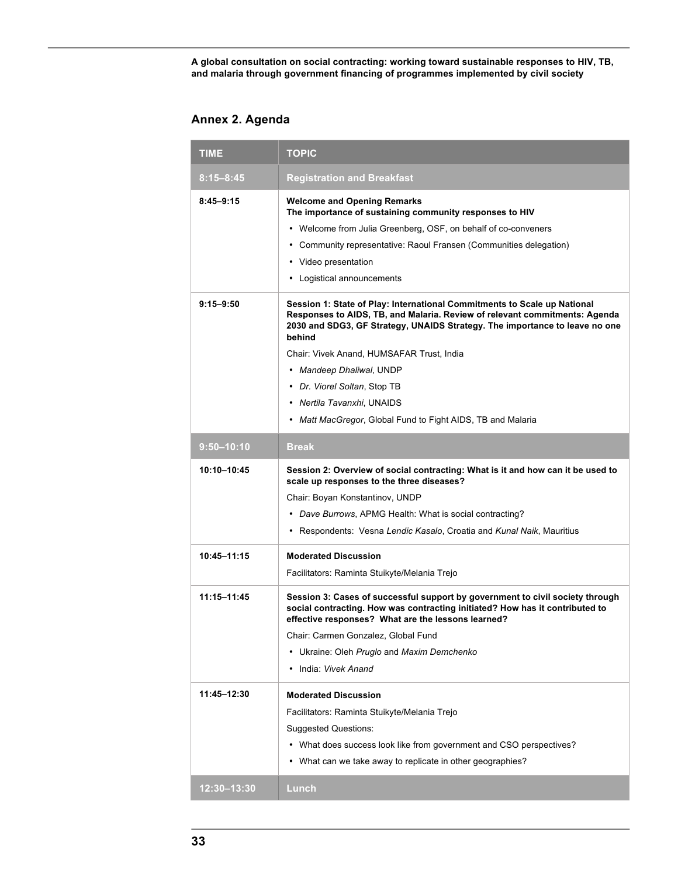## Annex 2. Agenda

| TIME | TOPIC |
|---|---|
| **8:15–8:45** | **Registration and Breakfast** |
| **8:45–9:15** | **Welcome and Opening Remarks**<br>**The importance of sustaining community responses to HIV**<br>• Welcome from Julia Greenberg, OSF, on behalf of co-conveners<br>• Community representative: Raoul Fransen (Communities delegation)<br>• Video presentation<br>• Logistical announcements |
| **9:15–9:50** | **Session 1: State of Play: International Commitments to Scale up National Responses to AIDS, TB, and Malaria. Review of relevant commitments: Agenda 2030 and SDG3, GF Strategy, UNAIDS Strategy. The importance to leave no one behind**<br>Chair: Vivek Anand, HUMSAFAR Trust, India<br>• *Mandeep Dhaliwal*, UNDP<br>• *Dr. Viorel Soltan*, Stop TB<br>• *Nertila Tavanxhi*, UNAIDS<br>• *Matt MacGregor*, Global Fund to Fight AIDS, TB and Malaria |
| **9:50–10:10** | **Break** |
| **10:10–10:45** | **Session 2: Overview of social contracting: What is it and how can it be used to scale up responses to the three diseases?**<br>Chair: Boyan Konstantinov, UNDP<br>• *Dave Burrows*, APMG Health: What is social contracting?<br>• Respondents: Vesna *Lendic Kasalo*, Croatia and *Kunal Naik*, Mauritius |
| **10:45–11:15** | **Moderated Discussion**<br>Facilitators: Raminta Stuikyte/Melania Trejo |
| **11:15–11:45** | **Session 3: Cases of successful support by government to civil society through social contracting. How was contracting initiated? How has it contributed to effective responses? What are the lessons learned?**<br>Chair: Carmen Gonzalez, Global Fund<br>• Ukraine: Oleh *Pruglo* and *Maxim Demchenko*<br>• India: *Vivek Anand* |
| **11:45–12:30** | **Moderated Discussion**<br>Facilitators: Raminta Stuikyte/Melania Trejo<br>Suggested Questions:<br>• What does success look like from government and CSO perspectives?<br>• What can we take away to replicate in other geographies? |
| **12:30–13:30** | **Lunch** |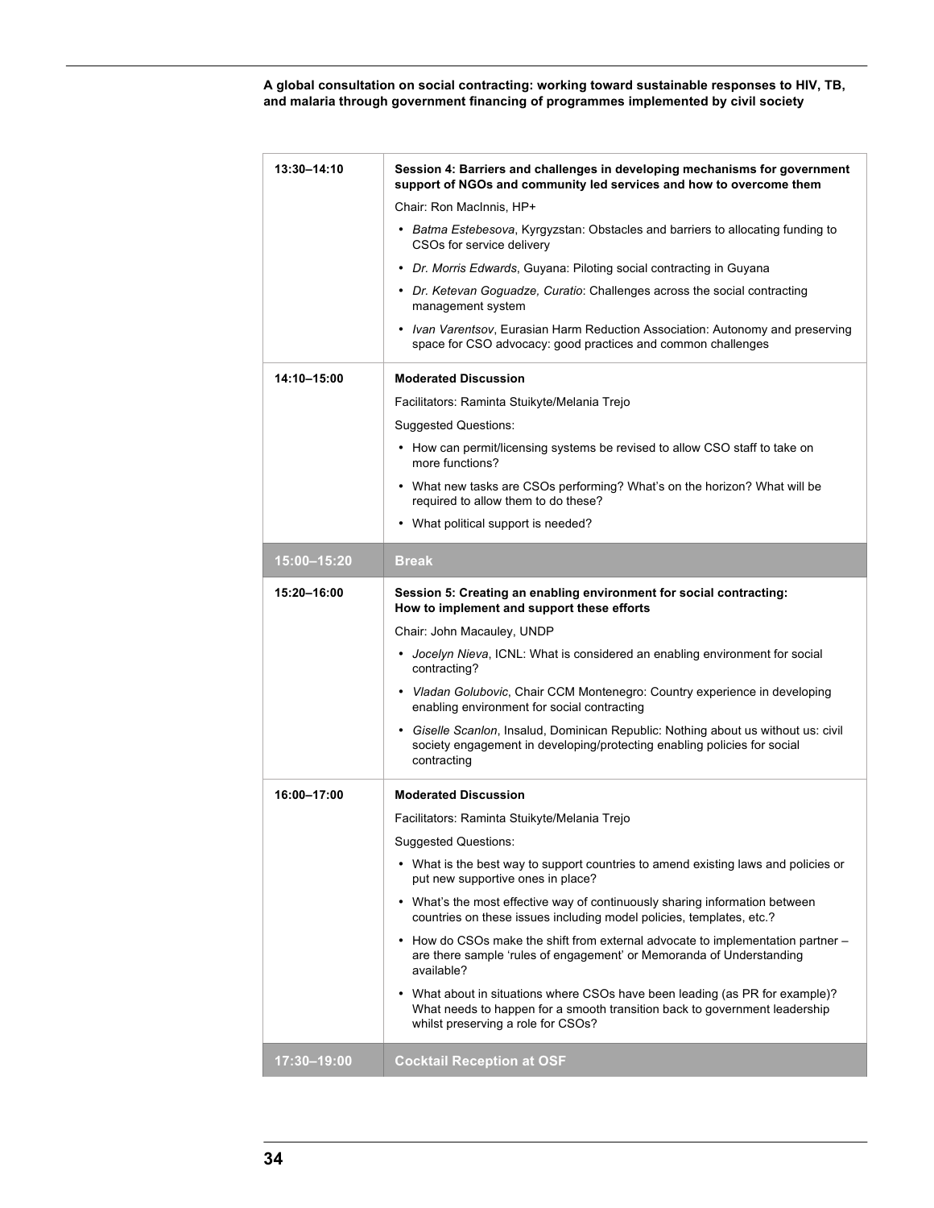| | |
|---|---|
| 13:30–14:10 | **Session 4: Barriers and challenges in developing mechanisms for government support of NGOs and community led services and how to overcome them**<br>Chair: Ron MacInnis, HP+<br>• *Batma Estebesova*, Kyrgyzstan: Obstacles and barriers to allocating funding to CSOs for service delivery<br>• *Dr. Morris Edwards*, Guyana: Piloting social contracting in Guyana<br>• *Dr. Ketevan Goguadze, Curatio*: Challenges across the social contracting management system<br>• *Ivan Varentsov*, Eurasian Harm Reduction Association: Autonomy and preserving space for CSO advocacy: good practices and common challenges |
| 14:10–15:00 | **Moderated Discussion**<br>Facilitators: Raminta Stuikyte/Melania Trejo<br>Suggested Questions:<br>• How can permit/licensing systems be revised to allow CSO staff to take on more functions?<br>• What new tasks are CSOs performing? What's on the horizon? What will be required to allow them to do these?<br>• What political support is needed? |
| **15:00–15:20** | **Break** |
| 15:20–16:00 | **Session 5: Creating an enabling environment for social contracting: How to implement and support these efforts**<br>Chair: John Macauley, UNDP<br>• *Jocelyn Nieva*, ICNL: What is considered an enabling environment for social contracting?<br>• *Vladan Golubovic*, Chair CCM Montenegro: Country experience in developing enabling environment for social contracting<br>• *Giselle Scanlon*, Insalud, Dominican Republic: Nothing about us without us: civil society engagement in developing/protecting enabling policies for social contracting |
| 16:00–17:00 | **Moderated Discussion**<br>Facilitators: Raminta Stuikyte/Melania Trejo<br>Suggested Questions:<br>• What is the best way to support countries to amend existing laws and policies or put new supportive ones in place?<br>• What's the most effective way of continuously sharing information between countries on these issues including model policies, templates, etc.?<br>• How do CSOs make the shift from external advocate to implementation partner – are there sample 'rules of engagement' or Memoranda of Understanding available?<br>• What about in situations where CSOs have been leading (as PR for example)? What needs to happen for a smooth transition back to government leadership whilst preserving a role for CSOs? |
| **17:30–19:00** | **Cocktail Reception at OSF** |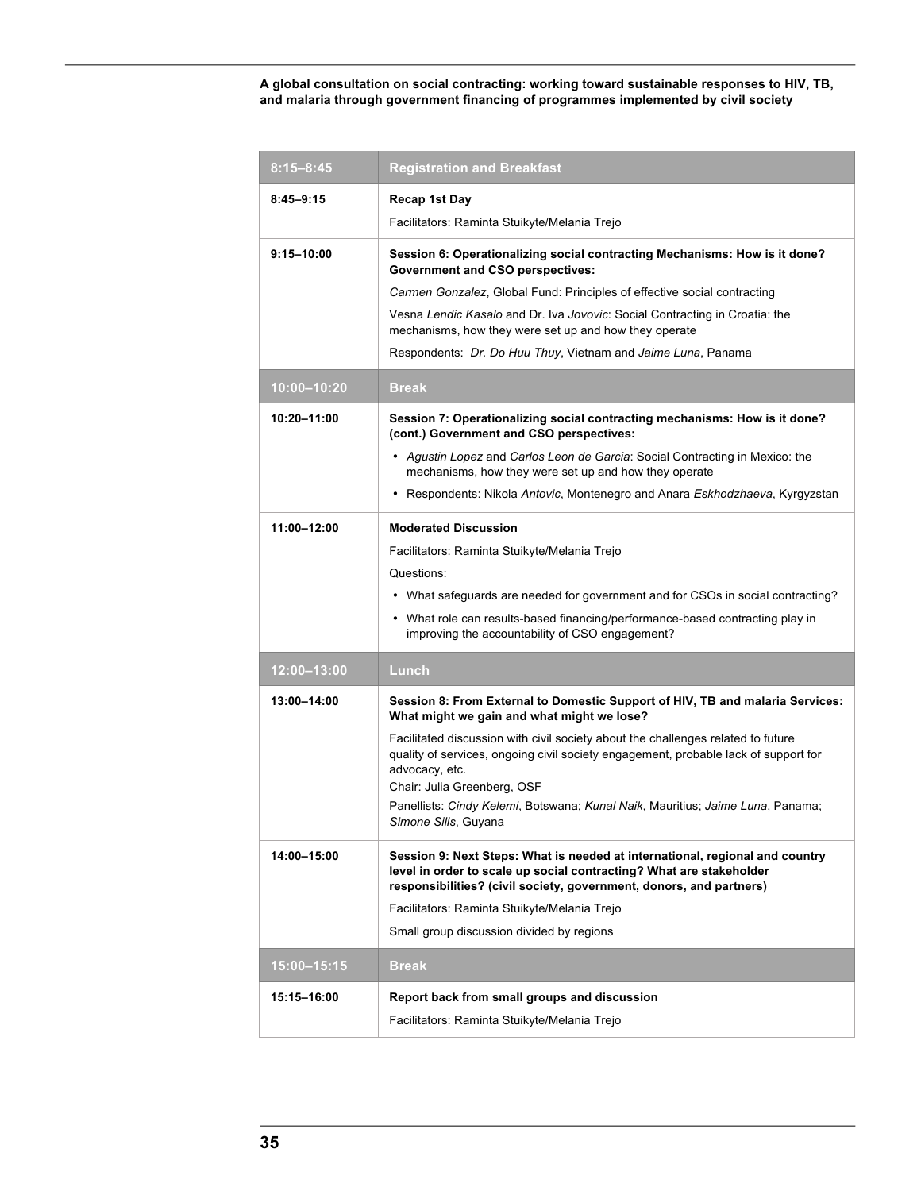| 8:15–8:45 | Registration and Breakfast |
| --- | --- |
| 8:45–9:15 | **Recap 1st Day**<br>Facilitators: Raminta Stuikyte/Melania Trejo |
| 9:15–10:00 | **Session 6: Operationalizing social contracting Mechanisms: How is it done? Government and CSO perspectives:**<br>*Carmen Gonzalez*, Global Fund: Principles of effective social contracting<br>Vesna *Lendic Kasalo* and Dr. Iva *Jovovic*: Social Contracting in Croatia: the mechanisms, how they were set up and how they operate<br>Respondents: *Dr. Do Huu Thuy*, Vietnam and *Jaime Luna*, Panama |
| 10:00–10:20 | Break |
| 10:20–11:00 | **Session 7: Operationalizing social contracting mechanisms: How is it done? (cont.) Government and CSO perspectives:**<br>• *Agustin Lopez* and *Carlos Leon de Garcia*: Social Contracting in Mexico: the mechanisms, how they were set up and how they operate<br>• Respondents: Nikola *Antovic*, Montenegro and Anara *Eskhodzhaeva*, Kyrgyzstan |
| 11:00–12:00 | **Moderated Discussion**<br>Facilitators: Raminta Stuikyte/Melania Trejo<br>Questions:<br>• What safeguards are needed for government and for CSOs in social contracting?<br>• What role can results-based financing/performance-based contracting play in improving the accountability of CSO engagement? |
| 12:00–13:00 | Lunch |
| 13:00–14:00 | **Session 8: From External to Domestic Support of HIV, TB and malaria Services: What might we gain and what might we lose?**<br>Facilitated discussion with civil society about the challenges related to future quality of services, ongoing civil society engagement, probable lack of support for advocacy, etc.<br>Chair: Julia Greenberg, OSF<br>Panellists: *Cindy Kelemi*, Botswana; *Kunal Naik*, Mauritius; *Jaime Luna*, Panama; *Simone Sills*, Guyana |
| 14:00–15:00 | **Session 9: Next Steps: What is needed at international, regional and country level in order to scale up social contracting? What are stakeholder responsibilities? (civil society, government, donors, and partners)**<br>Facilitators: Raminta Stuikyte/Melania Trejo<br>Small group discussion divided by regions |
| 15:00–15:15 | Break |
| 15:15–16:00 | **Report back from small groups and discussion**<br>Facilitators: Raminta Stuikyte/Melania Trejo |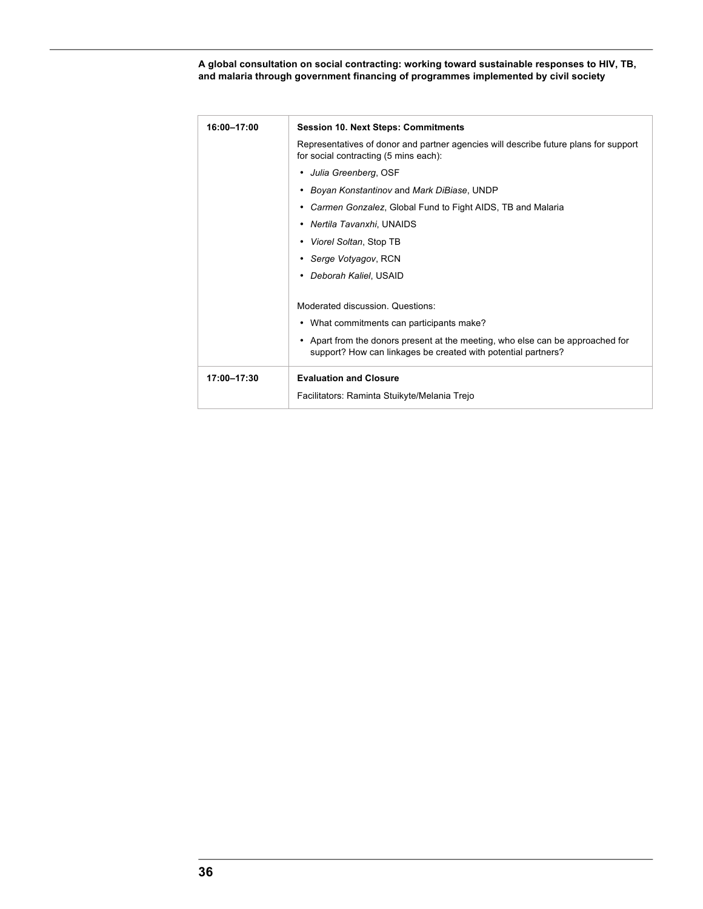| | |
|---|---|
| **16:00–17:00** | **Session 10. Next Steps: Commitments**<br>Representatives of donor and partner agencies will describe future plans for support for social contracting (5 mins each):<br>• *Julia Greenberg*, OSF<br>• *Boyan Konstantinov* and *Mark DiBiase*, UNDP<br>• *Carmen Gonzalez*, Global Fund to Fight AIDS, TB and Malaria<br>• *Nertila Tavanxhi*, UNAIDS<br>• *Viorel Soltan*, Stop TB<br>• *Serge Votyagov*, RCN<br>• *Deborah Kaliel*, USAID<br><br>Moderated discussion. Questions:<br>• What commitments can participants make?<br>• Apart from the donors present at the meeting, who else can be approached for support? How can linkages be created with potential partners? |
| **17:00–17:30** | **Evaluation and Closure**<br>Facilitators: Raminta Stuikyte/Melania Trejo |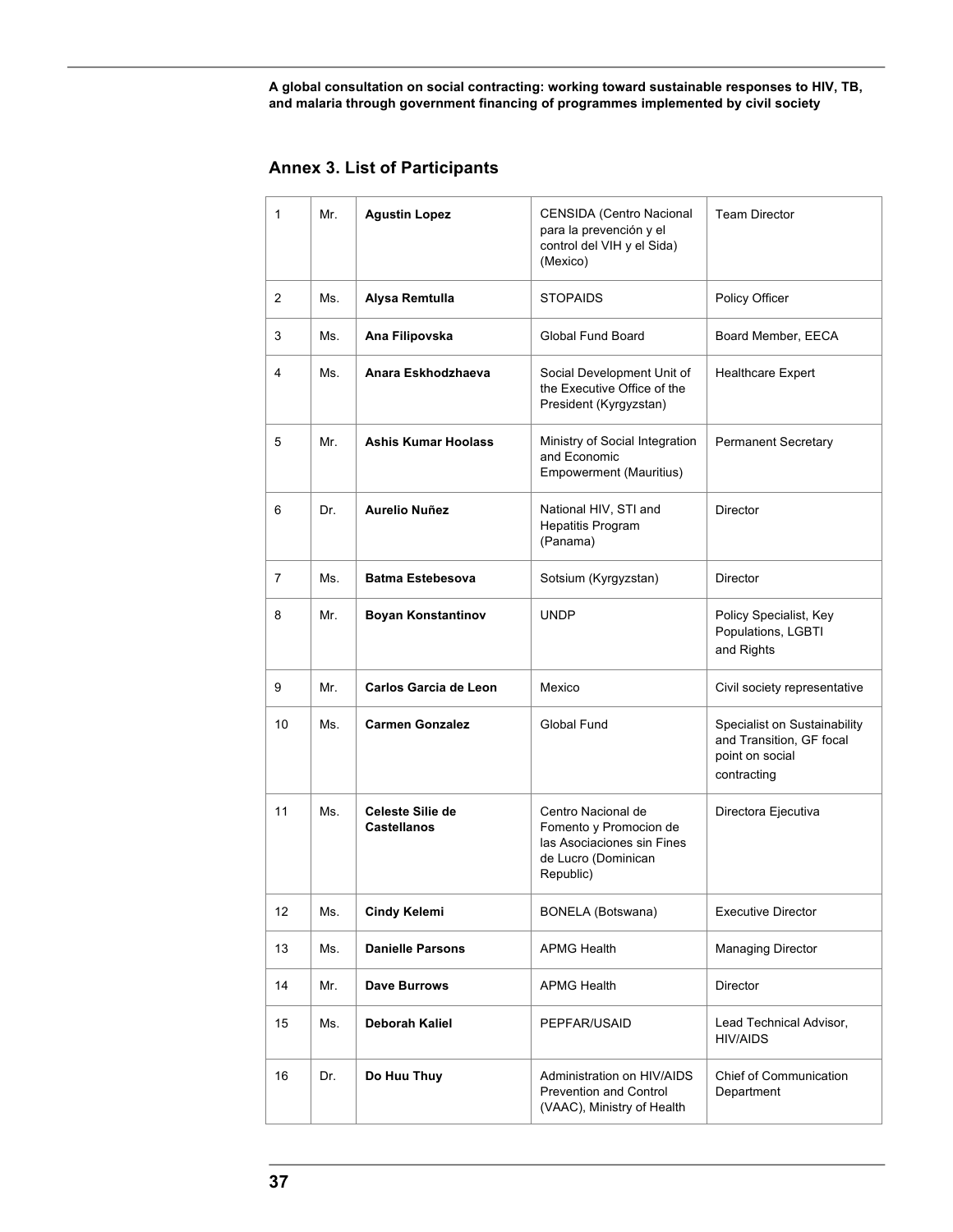## Annex 3. List of Participants

| | | | | |
|---|---|---|---|---|
| 1 | Mr. | **Agustin Lopez** | CENSIDA (Centro Nacional para la prevención y el control del VIH y el Sida) (Mexico) | Team Director |
| 2 | Ms. | **Alysa Remtulla** | STOPAIDS | Policy Officer |
| 3 | Ms. | **Ana Filipovska** | Global Fund Board | Board Member, EECA |
| 4 | Ms. | **Anara Eskhodzhaeva** | Social Development Unit of the Executive Office of the President (Kyrgyzstan) | Healthcare Expert |
| 5 | Mr. | **Ashis Kumar Hoolass** | Ministry of Social Integration and Economic Empowerment (Mauritius) | Permanent Secretary |
| 6 | Dr. | **Aurelio Nuñez** | National HIV, STI and Hepatitis Program (Panama) | Director |
| 7 | Ms. | **Batma Estebesova** | Sotsium (Kyrgyzstan) | Director |
| 8 | Mr. | **Boyan Konstantinov** | UNDP | Policy Specialist, Key Populations, LGBTI and Rights |
| 9 | Mr. | **Carlos Garcia de Leon** | Mexico | Civil society representative |
| 10 | Ms. | **Carmen Gonzalez** | Global Fund | Specialist on Sustainability and Transition, GF focal point on social contracting |
| 11 | Ms. | **Celeste Silie de Castellanos** | Centro Nacional de Fomento y Promocion de las Asociaciones sin Fines de Lucro (Dominican Republic) | Directora Ejecutiva |
| 12 | Ms. | **Cindy Kelemi** | BONELA (Botswana) | Executive Director |
| 13 | Ms. | **Danielle Parsons** | APMG Health | Managing Director |
| 14 | Mr. | **Dave Burrows** | APMG Health | Director |
| 15 | Ms. | **Deborah Kaliel** | PEPFAR/USAID | Lead Technical Advisor, HIV/AIDS |
| 16 | Dr. | **Do Huu Thuy** | Administration on HIV/AIDS Prevention and Control (VAAC), Ministry of Health | Chief of Communication Department |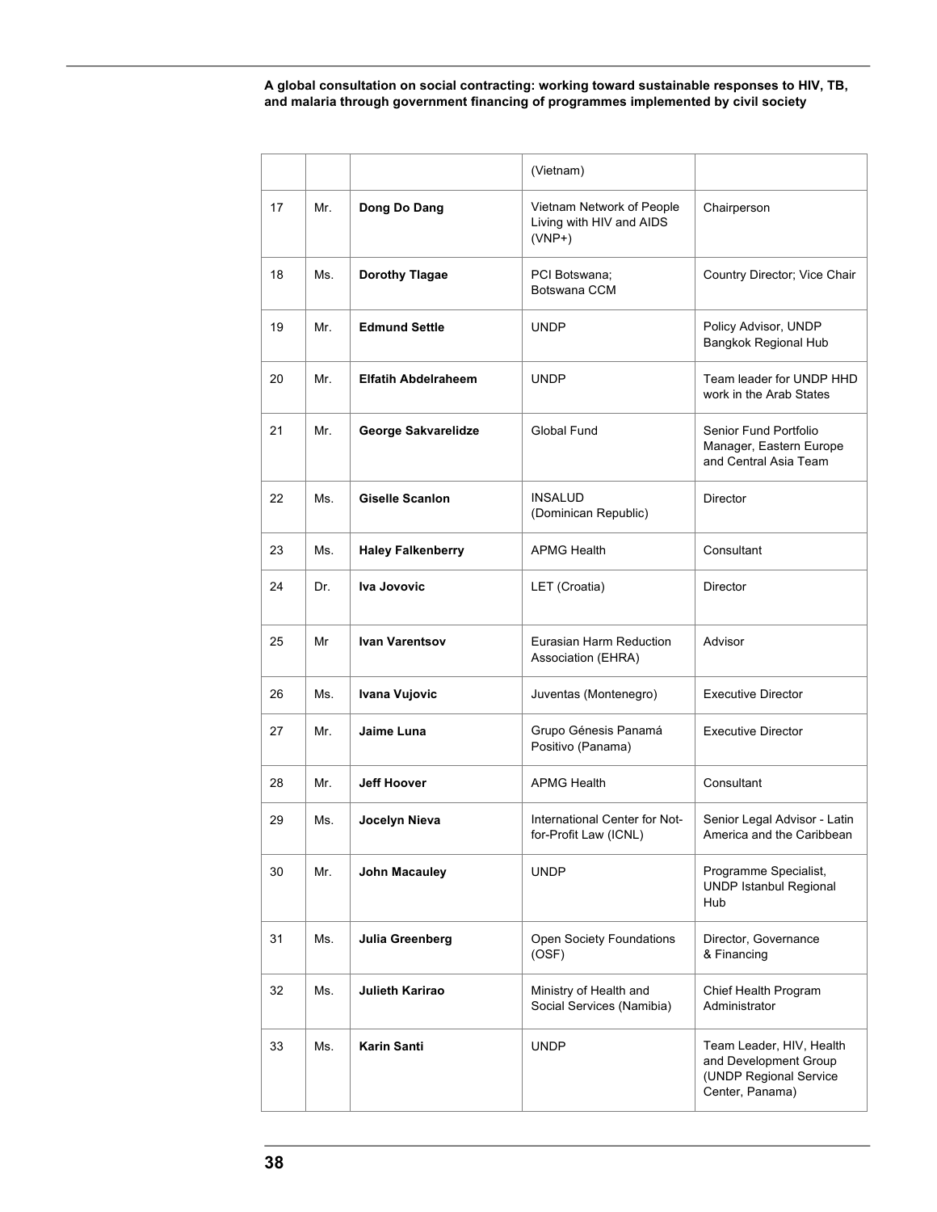|  |  |  | (Vietnam) |  |
|---|---|---|---|---|
| 17 | Mr. | **Dong Do Dang** | Vietnam Network of People Living with HIV and AIDS (VNP+) | Chairperson |
| 18 | Ms. | **Dorothy Tlagae** | PCI Botswana; Botswana CCM | Country Director; Vice Chair |
| 19 | Mr. | **Edmund Settle** | UNDP | Policy Advisor, UNDP Bangkok Regional Hub |
| 20 | Mr. | **Elfatih Abdelraheem** | UNDP | Team leader for UNDP HHD work in the Arab States |
| 21 | Mr. | **George Sakvarelidze** | Global Fund | Senior Fund Portfolio Manager, Eastern Europe and Central Asia Team |
| 22 | Ms. | **Giselle Scanlon** | INSALUD (Dominican Republic) | Director |
| 23 | Ms. | **Haley Falkenberry** | APMG Health | Consultant |
| 24 | Dr. | **Iva Jovovic** | LET (Croatia) | Director |
| 25 | Mr | **Ivan Varentsov** | Eurasian Harm Reduction Association (EHRA) | Advisor |
| 26 | Ms. | **Ivana Vujovic** | Juventas (Montenegro) | Executive Director |
| 27 | Mr. | **Jaime Luna** | Grupo Génesis Panamá Positivo (Panama) | Executive Director |
| 28 | Mr. | **Jeff Hoover** | APMG Health | Consultant |
| 29 | Ms. | **Jocelyn Nieva** | International Center for Not-for-Profit Law (ICNL) | Senior Legal Advisor - Latin America and the Caribbean |
| 30 | Mr. | **John Macauley** | UNDP | Programme Specialist, UNDP Istanbul Regional Hub |
| 31 | Ms. | **Julia Greenberg** | Open Society Foundations (OSF) | Director, Governance & Financing |
| 32 | Ms. | **Julieth Karirao** | Ministry of Health and Social Services (Namibia) | Chief Health Program Administrator |
| 33 | Ms. | **Karin Santi** | UNDP | Team Leader, HIV, Health and Development Group (UNDP Regional Service Center, Panama) |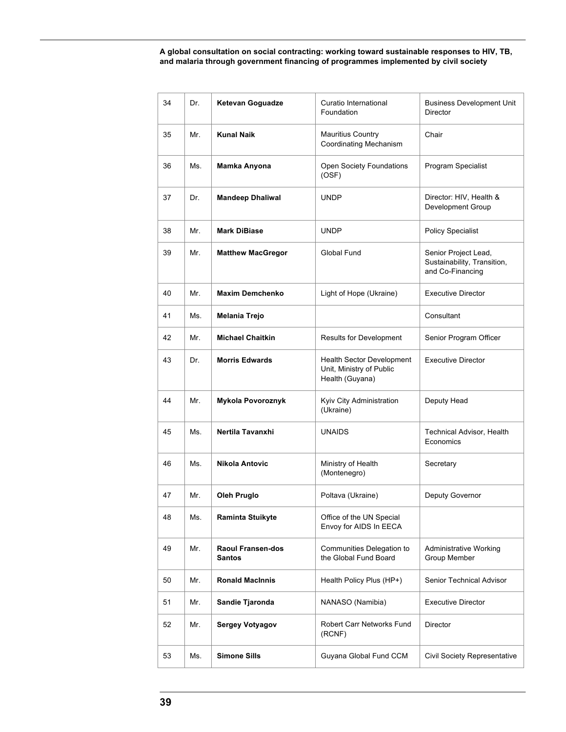| 34 | Dr. | **Ketevan Goguadze** | Curatio International Foundation | Business Development Unit Director |
|---|---|---|---|---|
| 35 | Mr. | **Kunal Naik** | Mauritius Country Coordinating Mechanism | Chair |
| 36 | Ms. | **Mamka Anyona** | Open Society Foundations (OSF) | Program Specialist |
| 37 | Dr. | **Mandeep Dhaliwal** | UNDP | Director: HIV, Health & Development Group |
| 38 | Mr. | **Mark DiBiase** | UNDP | Policy Specialist |
| 39 | Mr. | **Matthew MacGregor** | Global Fund | Senior Project Lead, Sustainability, Transition, and Co-Financing |
| 40 | Mr. | **Maxim Demchenko** | Light of Hope (Ukraine) | Executive Director |
| 41 | Ms. | **Melania Trejo** | | Consultant |
| 42 | Mr. | **Michael Chaitkin** | Results for Development | Senior Program Officer |
| 43 | Dr. | **Morris Edwards** | Health Sector Development Unit, Ministry of Public Health (Guyana) | Executive Director |
| 44 | Mr. | **Mykola Povoroznyk** | Kyiv City Administration (Ukraine) | Deputy Head |
| 45 | Ms. | **Nertila Tavanxhi** | UNAIDS | Technical Advisor, Health Economics |
| 46 | Ms. | **Nikola Antovic** | Ministry of Health (Montenegro) | Secretary |
| 47 | Mr. | **Oleh Pruglo** | Poltava (Ukraine) | Deputy Governor |
| 48 | Ms. | **Raminta Stuikyte** | Office of the UN Special Envoy for AIDS In EECA | |
| 49 | Mr. | **Raoul Fransen-dos Santos** | Communities Delegation to the Global Fund Board | Administrative Working Group Member |
| 50 | Mr. | **Ronald MacInnis** | Health Policy Plus (HP+) | Senior Technical Advisor |
| 51 | Mr. | **Sandie Tjaronda** | NANASO (Namibia) | Executive Director |
| 52 | Mr. | **Sergey Votyagov** | Robert Carr Networks Fund (RCNF) | Director |
| 53 | Ms. | **Simone Sills** | Guyana Global Fund CCM | Civil Society Representative |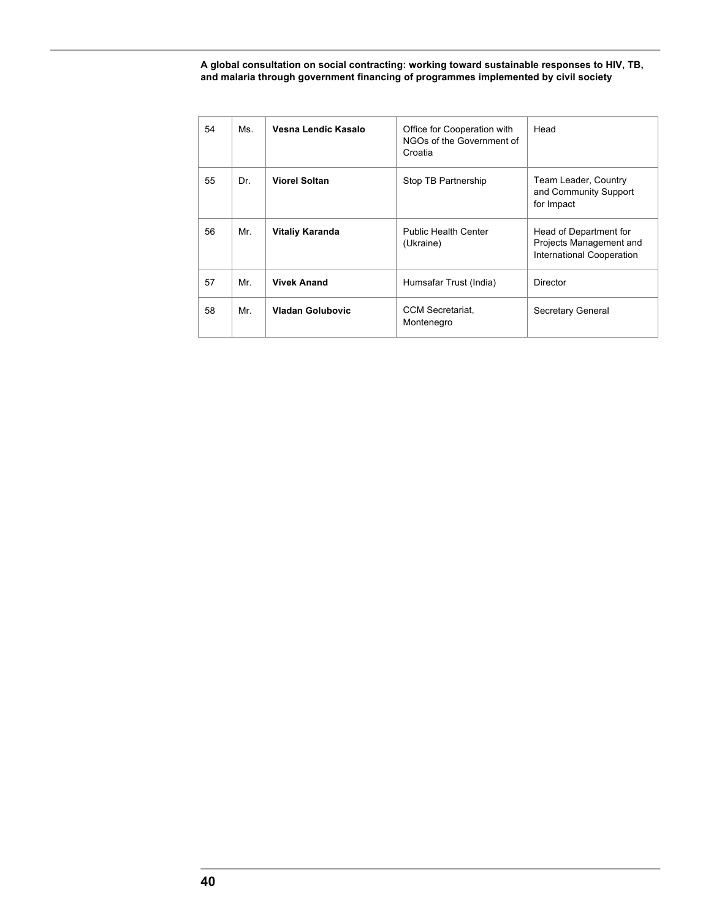| | | | | |
|---|---|---|---|---|
| 54 | Ms. | **Vesna Lendic Kasalo** | Office for Cooperation with NGOs of the Government of Croatia | Head |
| 55 | Dr. | **Viorel Soltan** | Stop TB Partnership | Team Leader, Country and Community Support for Impact |
| 56 | Mr. | **Vitaliy Karanda** | Public Health Center (Ukraine) | Head of Department for Projects Management and International Cooperation |
| 57 | Mr. | **Vivek Anand** | Humsafar Trust (India) | Director |
| 58 | Mr. | **Vladan Golubovic** | CCM Secretariat, Montenegro | Secretary General |